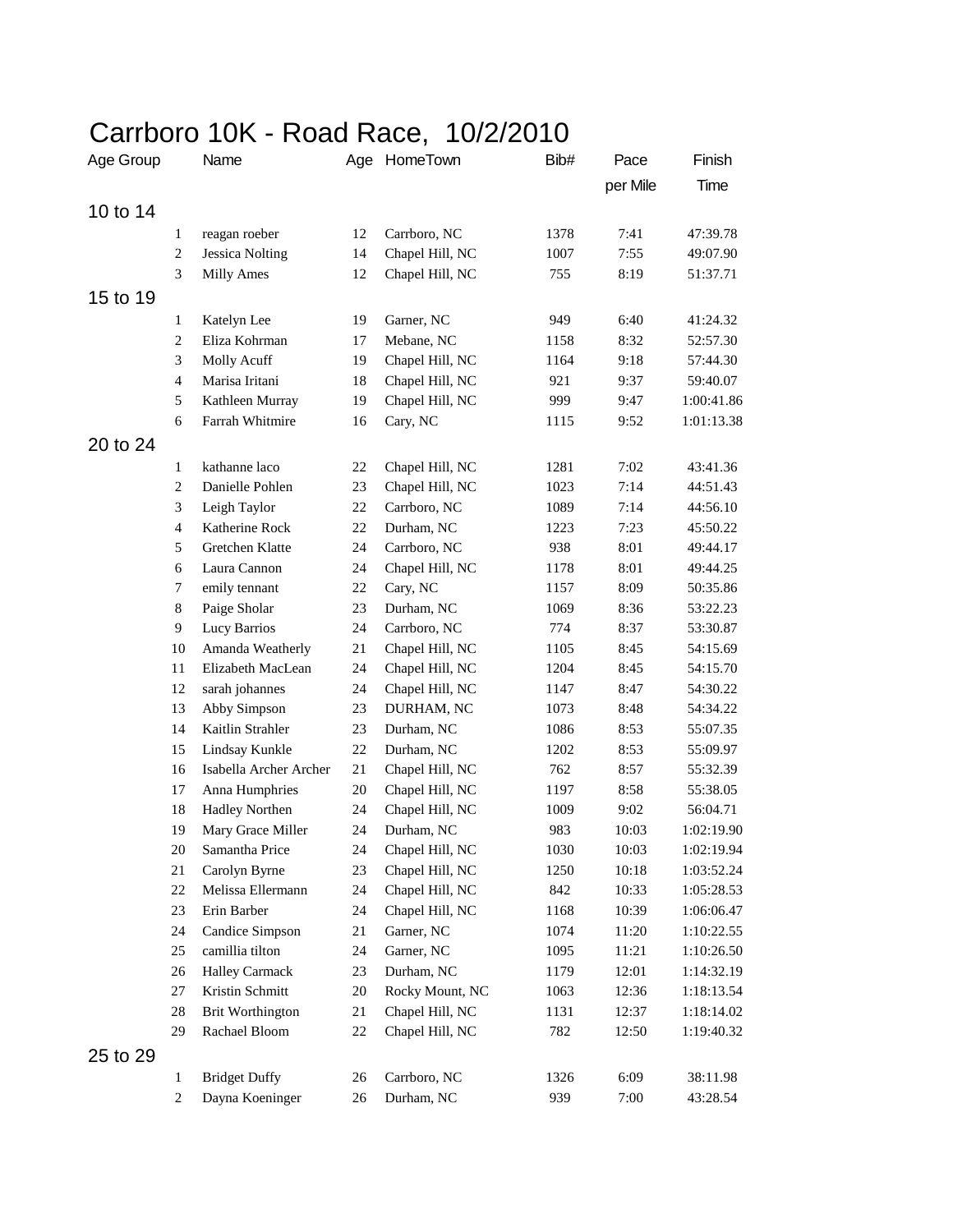# Carrboro 10K - Road Race, 10/2/2010

| Age Group | | Name | Age | HomeTown | Bib# | Pace per Mile | Finish Time |
|---|---|---|---|---|---|---|---|
| 10 to 14 | | | | | | | |
| | 1 | reagan roeber | 12 | Carrboro, NC | 1378 | 7:41 | 47:39.78 |
| | 2 | Jessica Nolting | 14 | Chapel Hill, NC | 1007 | 7:55 | 49:07.90 |
| | 3 | Milly Ames | 12 | Chapel Hill, NC | 755 | 8:19 | 51:37.71 |
| 15 to 19 | | | | | | | |
| | 1 | Katelyn Lee | 19 | Garner, NC | 949 | 6:40 | 41:24.32 |
| | 2 | Eliza Kohrman | 17 | Mebane, NC | 1158 | 8:32 | 52:57.30 |
| | 3 | Molly Acuff | 19 | Chapel Hill, NC | 1164 | 9:18 | 57:44.30 |
| | 4 | Marisa Iritani | 18 | Chapel Hill, NC | 921 | 9:37 | 59:40.07 |
| | 5 | Kathleen Murray | 19 | Chapel Hill, NC | 999 | 9:47 | 1:00:41.86 |
| | 6 | Farrah Whitmire | 16 | Cary, NC | 1115 | 9:52 | 1:01:13.38 |
| 20 to 24 | | | | | | | |
| | 1 | kathanne laco | 22 | Chapel Hill, NC | 1281 | 7:02 | 43:41.36 |
| | 2 | Danielle Pohlen | 23 | Chapel Hill, NC | 1023 | 7:14 | 44:51.43 |
| | 3 | Leigh Taylor | 22 | Carrboro, NC | 1089 | 7:14 | 44:56.10 |
| | 4 | Katherine Rock | 22 | Durham, NC | 1223 | 7:23 | 45:50.22 |
| | 5 | Gretchen Klatte | 24 | Carrboro, NC | 938 | 8:01 | 49:44.17 |
| | 6 | Laura Cannon | 24 | Chapel Hill, NC | 1178 | 8:01 | 49:44.25 |
| | 7 | emily tennant | 22 | Cary, NC | 1157 | 8:09 | 50:35.86 |
| | 8 | Paige Sholar | 23 | Durham, NC | 1069 | 8:36 | 53:22.23 |
| | 9 | Lucy Barrios | 24 | Carrboro, NC | 774 | 8:37 | 53:30.87 |
| | 10 | Amanda Weatherly | 21 | Chapel Hill, NC | 1105 | 8:45 | 54:15.69 |
| | 11 | Elizabeth MacLean | 24 | Chapel Hill, NC | 1204 | 8:45 | 54:15.70 |
| | 12 | sarah johannes | 24 | Chapel Hill, NC | 1147 | 8:47 | 54:30.22 |
| | 13 | Abby Simpson | 23 | DURHAM, NC | 1073 | 8:48 | 54:34.22 |
| | 14 | Kaitlin Strahler | 23 | Durham, NC | 1086 | 8:53 | 55:07.35 |
| | 15 | Lindsay Kunkle | 22 | Durham, NC | 1202 | 8:53 | 55:09.97 |
| | 16 | Isabella Archer Archer | 21 | Chapel Hill, NC | 762 | 8:57 | 55:32.39 |
| | 17 | Anna Humphries | 20 | Chapel Hill, NC | 1197 | 8:58 | 55:38.05 |
| | 18 | Hadley Northen | 24 | Chapel Hill, NC | 1009 | 9:02 | 56:04.71 |
| | 19 | Mary Grace Miller | 24 | Durham, NC | 983 | 10:03 | 1:02:19.90 |
| | 20 | Samantha Price | 24 | Chapel Hill, NC | 1030 | 10:03 | 1:02:19.94 |
| | 21 | Carolyn Byrne | 23 | Chapel Hill, NC | 1250 | 10:18 | 1:03:52.24 |
| | 22 | Melissa Ellermann | 24 | Chapel Hill, NC | 842 | 10:33 | 1:05:28.53 |
| | 23 | Erin Barber | 24 | Chapel Hill, NC | 1168 | 10:39 | 1:06:06.47 |
| | 24 | Candice Simpson | 21 | Garner, NC | 1074 | 11:20 | 1:10:22.55 |
| | 25 | camillia tilton | 24 | Garner, NC | 1095 | 11:21 | 1:10:26.50 |
| | 26 | Halley Carmack | 23 | Durham, NC | 1179 | 12:01 | 1:14:32.19 |
| | 27 | Kristin Schmitt | 20 | Rocky Mount, NC | 1063 | 12:36 | 1:18:13.54 |
| | 28 | Brit Worthington | 21 | Chapel Hill, NC | 1131 | 12:37 | 1:18:14.02 |
| | 29 | Rachael Bloom | 22 | Chapel Hill, NC | 782 | 12:50 | 1:19:40.32 |
| 25 to 29 | | | | | | | |
| | 1 | Bridget Duffy | 26 | Carrboro, NC | 1326 | 6:09 | 38:11.98 |
| | 2 | Dayna Koeninger | 26 | Durham, NC | 939 | 7:00 | 43:28.54 |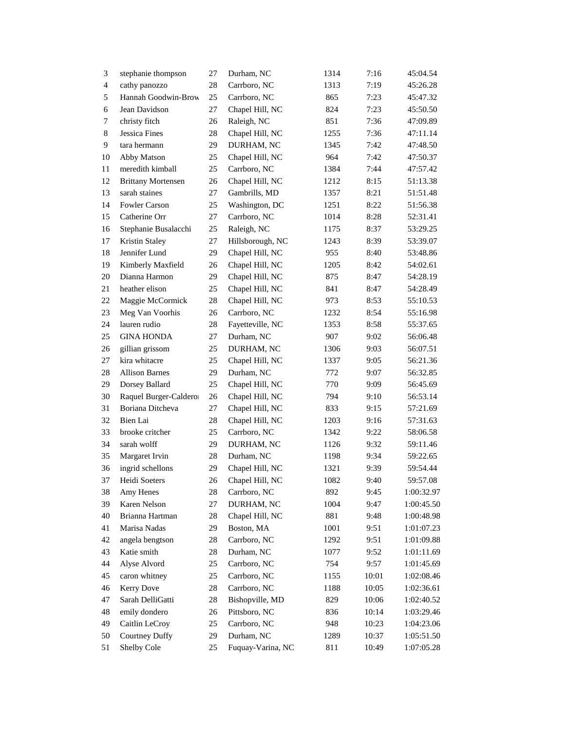| | | | | | | |
|---|---|---|---|---|---|---|
| 3 | stephanie thompson | 27 | Durham, NC | 1314 | 7:16 | 45:04.54 |
| 4 | cathy panozzo | 28 | Carrboro, NC | 1313 | 7:19 | 45:26.28 |
| 5 | Hannah Goodwin-Brow | 25 | Carrboro, NC | 865 | 7:23 | 45:47.32 |
| 6 | Jean Davidson | 27 | Chapel Hill, NC | 824 | 7:23 | 45:50.50 |
| 7 | christy fitch | 26 | Raleigh, NC | 851 | 7:36 | 47:09.89 |
| 8 | Jessica Fines | 28 | Chapel Hill, NC | 1255 | 7:36 | 47:11.14 |
| 9 | tara hermann | 29 | DURHAM, NC | 1345 | 7:42 | 47:48.50 |
| 10 | Abby Matson | 25 | Chapel Hill, NC | 964 | 7:42 | 47:50.37 |
| 11 | meredith kimball | 25 | Carrboro, NC | 1384 | 7:44 | 47:57.42 |
| 12 | Brittany Mortensen | 26 | Chapel Hill, NC | 1212 | 8:15 | 51:13.38 |
| 13 | sarah staines | 27 | Gambrills, MD | 1357 | 8:21 | 51:51.48 |
| 14 | Fowler Carson | 25 | Washington, DC | 1251 | 8:22 | 51:56.38 |
| 15 | Catherine Orr | 27 | Carrboro, NC | 1014 | 8:28 | 52:31.41 |
| 16 | Stephanie Busalacchi | 25 | Raleigh, NC | 1175 | 8:37 | 53:29.25 |
| 17 | Kristin Staley | 27 | Hillsborough, NC | 1243 | 8:39 | 53:39.07 |
| 18 | Jennifer Lund | 29 | Chapel Hill, NC | 955 | 8:40 | 53:48.86 |
| 19 | Kimberly Maxfield | 26 | Chapel Hill, NC | 1205 | 8:42 | 54:02.61 |
| 20 | Dianna Harmon | 29 | Chapel Hill, NC | 875 | 8:47 | 54:28.19 |
| 21 | heather elison | 25 | Chapel Hill, NC | 841 | 8:47 | 54:28.49 |
| 22 | Maggie McCormick | 28 | Chapel Hill, NC | 973 | 8:53 | 55:10.53 |
| 23 | Meg Van Voorhis | 26 | Carrboro, NC | 1232 | 8:54 | 55:16.98 |
| 24 | lauren rudio | 28 | Fayetteville, NC | 1353 | 8:58 | 55:37.65 |
| 25 | GINA HONDA | 27 | Durham, NC | 907 | 9:02 | 56:06.48 |
| 26 | gillian grissom | 25 | DURHAM, NC | 1306 | 9:03 | 56:07.51 |
| 27 | kira whitacre | 25 | Chapel Hill, NC | 1337 | 9:05 | 56:21.36 |
| 28 | Allison Barnes | 29 | Durham, NC | 772 | 9:07 | 56:32.85 |
| 29 | Dorsey Ballard | 25 | Chapel Hill, NC | 770 | 9:09 | 56:45.69 |
| 30 | Raquel Burger-Caldero | 26 | Chapel Hill, NC | 794 | 9:10 | 56:53.14 |
| 31 | Boriana Ditcheva | 27 | Chapel Hill, NC | 833 | 9:15 | 57:21.69 |
| 32 | Bien Lai | 28 | Chapel Hill, NC | 1203 | 9:16 | 57:31.63 |
| 33 | brooke critcher | 25 | Carrboro, NC | 1342 | 9:22 | 58:06.58 |
| 34 | sarah wolff | 29 | DURHAM, NC | 1126 | 9:32 | 59:11.46 |
| 35 | Margaret Irvin | 28 | Durham, NC | 1198 | 9:34 | 59:22.65 |
| 36 | ingrid schellons | 29 | Chapel Hill, NC | 1321 | 9:39 | 59:54.44 |
| 37 | Heidi Soeters | 26 | Chapel Hill, NC | 1082 | 9:40 | 59:57.08 |
| 38 | Amy Henes | 28 | Carrboro, NC | 892 | 9:45 | 1:00:32.97 |
| 39 | Karen Nelson | 27 | DURHAM, NC | 1004 | 9:47 | 1:00:45.50 |
| 40 | Brianna Hartman | 28 | Chapel Hill, NC | 881 | 9:48 | 1:00:48.98 |
| 41 | Marisa Nadas | 29 | Boston, MA | 1001 | 9:51 | 1:01:07.23 |
| 42 | angela bengtson | 28 | Carrboro, NC | 1292 | 9:51 | 1:01:09.88 |
| 43 | Katie smith | 28 | Durham, NC | 1077 | 9:52 | 1:01:11.69 |
| 44 | Alyse Alvord | 25 | Carrboro, NC | 754 | 9:57 | 1:01:45.69 |
| 45 | caron whitney | 25 | Carrboro, NC | 1155 | 10:01 | 1:02:08.46 |
| 46 | Kerry Dove | 28 | Carrboro, NC | 1188 | 10:05 | 1:02:36.61 |
| 47 | Sarah DelliGatti | 28 | Bishopville, MD | 829 | 10:06 | 1:02:40.52 |
| 48 | emily dondero | 26 | Pittsboro, NC | 836 | 10:14 | 1:03:29.46 |
| 49 | Caitlin LeCroy | 25 | Carrboro, NC | 948 | 10:23 | 1:04:23.06 |
| 50 | Courtney Duffy | 29 | Durham, NC | 1289 | 10:37 | 1:05:51.50 |
| 51 | Shelby Cole | 25 | Fuquay-Varina, NC | 811 | 10:49 | 1:07:05.28 |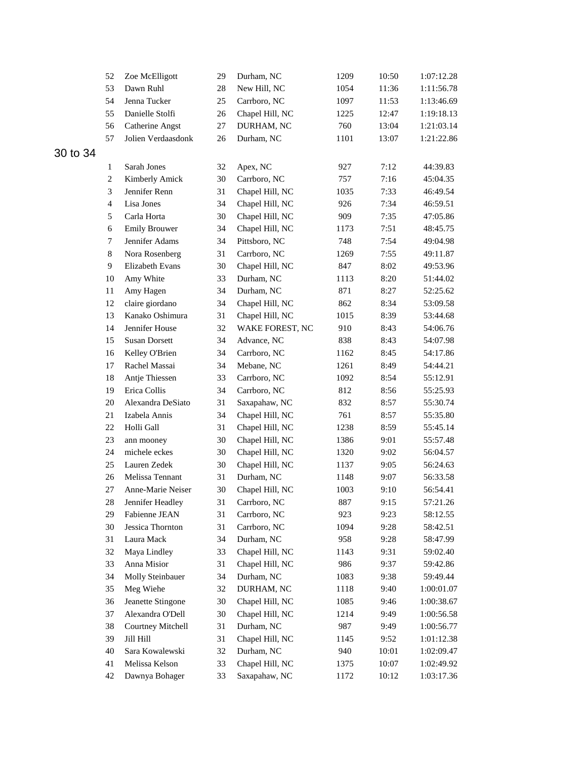| | | | | | | |
|---|---|---|---|---|---|---|
| 52 | Zoe McElligott | 29 | Durham, NC | 1209 | 10:50 | 1:07:12.28 |
| 53 | Dawn Ruhl | 28 | New Hill, NC | 1054 | 11:36 | 1:11:56.78 |
| 54 | Jenna Tucker | 25 | Carrboro, NC | 1097 | 11:53 | 1:13:46.69 |
| 55 | Danielle Stolfi | 26 | Chapel Hill, NC | 1225 | 12:47 | 1:19:18.13 |
| 56 | Catherine Angst | 27 | DURHAM, NC | 760 | 13:04 | 1:21:03.14 |
| 57 | Jolien Verdaasdonk | 26 | Durham, NC | 1101 | 13:07 | 1:21:22.86 |

## 30 to 34

| | | | | | | |
|---|---|---|---|---|---|---|
| 1 | Sarah Jones | 32 | Apex, NC | 927 | 7:12 | 44:39.83 |
| 2 | Kimberly Amick | 30 | Carrboro, NC | 757 | 7:16 | 45:04.35 |
| 3 | Jennifer Renn | 31 | Chapel Hill, NC | 1035 | 7:33 | 46:49.54 |
| 4 | Lisa Jones | 34 | Chapel Hill, NC | 926 | 7:34 | 46:59.51 |
| 5 | Carla Horta | 30 | Chapel Hill, NC | 909 | 7:35 | 47:05.86 |
| 6 | Emily Brouwer | 34 | Chapel Hill, NC | 1173 | 7:51 | 48:45.75 |
| 7 | Jennifer Adams | 34 | Pittsboro, NC | 748 | 7:54 | 49:04.98 |
| 8 | Nora Rosenberg | 31 | Carrboro, NC | 1269 | 7:55 | 49:11.87 |
| 9 | Elizabeth Evans | 30 | Chapel Hill, NC | 847 | 8:02 | 49:53.96 |
| 10 | Amy White | 33 | Durham, NC | 1113 | 8:20 | 51:44.02 |
| 11 | Amy Hagen | 34 | Durham, NC | 871 | 8:27 | 52:25.62 |
| 12 | claire giordano | 34 | Chapel Hill, NC | 862 | 8:34 | 53:09.58 |
| 13 | Kanako Oshimura | 31 | Chapel Hill, NC | 1015 | 8:39 | 53:44.68 |
| 14 | Jennifer House | 32 | WAKE FOREST, NC | 910 | 8:43 | 54:06.76 |
| 15 | Susan Dorsett | 34 | Advance, NC | 838 | 8:43 | 54:07.98 |
| 16 | Kelley O'Brien | 34 | Carrboro, NC | 1162 | 8:45 | 54:17.86 |
| 17 | Rachel Massai | 34 | Mebane, NC | 1261 | 8:49 | 54:44.21 |
| 18 | Antje Thiessen | 33 | Carrboro, NC | 1092 | 8:54 | 55:12.91 |
| 19 | Erica Collis | 34 | Carrboro, NC | 812 | 8:56 | 55:25.93 |
| 20 | Alexandra DeSiato | 31 | Saxapahaw, NC | 832 | 8:57 | 55:30.74 |
| 21 | Izabela Annis | 34 | Chapel Hill, NC | 761 | 8:57 | 55:35.80 |
| 22 | Holli Gall | 31 | Chapel Hill, NC | 1238 | 8:59 | 55:45.14 |
| 23 | ann mooney | 30 | Chapel Hill, NC | 1386 | 9:01 | 55:57.48 |
| 24 | michele eckes | 30 | Chapel Hill, NC | 1320 | 9:02 | 56:04.57 |
| 25 | Lauren Zedek | 30 | Chapel Hill, NC | 1137 | 9:05 | 56:24.63 |
| 26 | Melissa Tennant | 31 | Durham, NC | 1148 | 9:07 | 56:33.58 |
| 27 | Anne-Marie Neiser | 30 | Chapel Hill, NC | 1003 | 9:10 | 56:54.41 |
| 28 | Jennifer Headley | 31 | Carrboro, NC | 887 | 9:15 | 57:21.26 |
| 29 | Fabienne JEAN | 31 | Carrboro, NC | 923 | 9:23 | 58:12.55 |
| 30 | Jessica Thornton | 31 | Carrboro, NC | 1094 | 9:28 | 58:42.51 |
| 31 | Laura Mack | 34 | Durham, NC | 958 | 9:28 | 58:47.99 |
| 32 | Maya Lindley | 33 | Chapel Hill, NC | 1143 | 9:31 | 59:02.40 |
| 33 | Anna Misior | 31 | Chapel Hill, NC | 986 | 9:37 | 59:42.86 |
| 34 | Molly Steinbauer | 34 | Durham, NC | 1083 | 9:38 | 59:49.44 |
| 35 | Meg Wiehe | 32 | DURHAM, NC | 1118 | 9:40 | 1:00:01.07 |
| 36 | Jeanette Stingone | 30 | Chapel Hill, NC | 1085 | 9:46 | 1:00:38.67 |
| 37 | Alexandra O'Dell | 30 | Chapel Hill, NC | 1214 | 9:49 | 1:00:56.58 |
| 38 | Courtney Mitchell | 31 | Durham, NC | 987 | 9:49 | 1:00:56.77 |
| 39 | Jill Hill | 31 | Chapel Hill, NC | 1145 | 9:52 | 1:01:12.38 |
| 40 | Sara Kowalewski | 32 | Durham, NC | 940 | 10:01 | 1:02:09.47 |
| 41 | Melissa Kelson | 33 | Chapel Hill, NC | 1375 | 10:07 | 1:02:49.92 |
| 42 | Dawnya Bohager | 33 | Saxapahaw, NC | 1172 | 10:12 | 1:03:17.36 |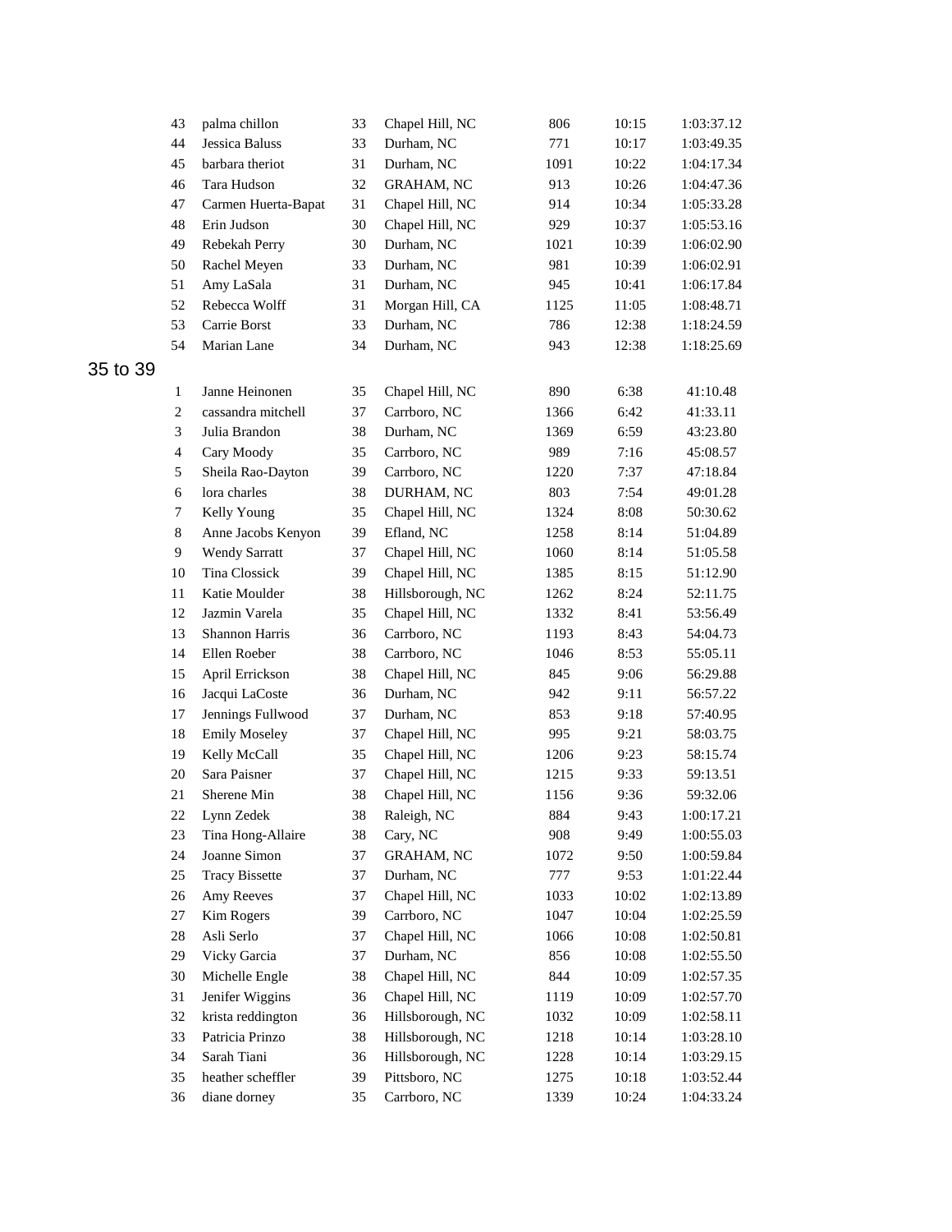| | | | | | | |
|---|---|---|---|---|---|---|
| 43 | palma chillon | 33 | Chapel Hill, NC | 806 | 10:15 | 1:03:37.12 |
| 44 | Jessica Baluss | 33 | Durham, NC | 771 | 10:17 | 1:03:49.35 |
| 45 | barbara theriot | 31 | Durham, NC | 1091 | 10:22 | 1:04:17.34 |
| 46 | Tara Hudson | 32 | GRAHAM, NC | 913 | 10:26 | 1:04:47.36 |
| 47 | Carmen Huerta-Bapat | 31 | Chapel Hill, NC | 914 | 10:34 | 1:05:33.28 |
| 48 | Erin Judson | 30 | Chapel Hill, NC | 929 | 10:37 | 1:05:53.16 |
| 49 | Rebekah Perry | 30 | Durham, NC | 1021 | 10:39 | 1:06:02.90 |
| 50 | Rachel Meyen | 33 | Durham, NC | 981 | 10:39 | 1:06:02.91 |
| 51 | Amy LaSala | 31 | Durham, NC | 945 | 10:41 | 1:06:17.84 |
| 52 | Rebecca Wolff | 31 | Morgan Hill, CA | 1125 | 11:05 | 1:08:48.71 |
| 53 | Carrie Borst | 33 | Durham, NC | 786 | 12:38 | 1:18:24.59 |
| 54 | Marian Lane | 34 | Durham, NC | 943 | 12:38 | 1:18:25.69 |

## 35 to 39

| | | | | | | |
|---|---|---|---|---|---|---|
| 1 | Janne Heinonen | 35 | Chapel Hill, NC | 890 | 6:38 | 41:10.48 |
| 2 | cassandra mitchell | 37 | Carrboro, NC | 1366 | 6:42 | 41:33.11 |
| 3 | Julia Brandon | 38 | Durham, NC | 1369 | 6:59 | 43:23.80 |
| 4 | Cary Moody | 35 | Carrboro, NC | 989 | 7:16 | 45:08.57 |
| 5 | Sheila Rao-Dayton | 39 | Carrboro, NC | 1220 | 7:37 | 47:18.84 |
| 6 | lora charles | 38 | DURHAM, NC | 803 | 7:54 | 49:01.28 |
| 7 | Kelly Young | 35 | Chapel Hill, NC | 1324 | 8:08 | 50:30.62 |
| 8 | Anne Jacobs Kenyon | 39 | Efland, NC | 1258 | 8:14 | 51:04.89 |
| 9 | Wendy Sarratt | 37 | Chapel Hill, NC | 1060 | 8:14 | 51:05.58 |
| 10 | Tina Clossick | 39 | Chapel Hill, NC | 1385 | 8:15 | 51:12.90 |
| 11 | Katie Moulder | 38 | Hillsborough, NC | 1262 | 8:24 | 52:11.75 |
| 12 | Jazmin Varela | 35 | Chapel Hill, NC | 1332 | 8:41 | 53:56.49 |
| 13 | Shannon Harris | 36 | Carrboro, NC | 1193 | 8:43 | 54:04.73 |
| 14 | Ellen Roeber | 38 | Carrboro, NC | 1046 | 8:53 | 55:05.11 |
| 15 | April Errickson | 38 | Chapel Hill, NC | 845 | 9:06 | 56:29.88 |
| 16 | Jacqui LaCoste | 36 | Durham, NC | 942 | 9:11 | 56:57.22 |
| 17 | Jennings Fullwood | 37 | Durham, NC | 853 | 9:18 | 57:40.95 |
| 18 | Emily Moseley | 37 | Chapel Hill, NC | 995 | 9:21 | 58:03.75 |
| 19 | Kelly McCall | 35 | Chapel Hill, NC | 1206 | 9:23 | 58:15.74 |
| 20 | Sara Paisner | 37 | Chapel Hill, NC | 1215 | 9:33 | 59:13.51 |
| 21 | Sherene Min | 38 | Chapel Hill, NC | 1156 | 9:36 | 59:32.06 |
| 22 | Lynn Zedek | 38 | Raleigh, NC | 884 | 9:43 | 1:00:17.21 |
| 23 | Tina Hong-Allaire | 38 | Cary, NC | 908 | 9:49 | 1:00:55.03 |
| 24 | Joanne Simon | 37 | GRAHAM, NC | 1072 | 9:50 | 1:00:59.84 |
| 25 | Tracy Bissette | 37 | Durham, NC | 777 | 9:53 | 1:01:22.44 |
| 26 | Amy Reeves | 37 | Chapel Hill, NC | 1033 | 10:02 | 1:02:13.89 |
| 27 | Kim Rogers | 39 | Carrboro, NC | 1047 | 10:04 | 1:02:25.59 |
| 28 | Asli Serlo | 37 | Chapel Hill, NC | 1066 | 10:08 | 1:02:50.81 |
| 29 | Vicky Garcia | 37 | Durham, NC | 856 | 10:08 | 1:02:55.50 |
| 30 | Michelle Engle | 38 | Chapel Hill, NC | 844 | 10:09 | 1:02:57.35 |
| 31 | Jenifer Wiggins | 36 | Chapel Hill, NC | 1119 | 10:09 | 1:02:57.70 |
| 32 | krista reddington | 36 | Hillsborough, NC | 1032 | 10:09 | 1:02:58.11 |
| 33 | Patricia Prinzo | 38 | Hillsborough, NC | 1218 | 10:14 | 1:03:28.10 |
| 34 | Sarah Tiani | 36 | Hillsborough, NC | 1228 | 10:14 | 1:03:29.15 |
| 35 | heather scheffler | 39 | Pittsboro, NC | 1275 | 10:18 | 1:03:52.44 |
| 36 | diane dorney | 35 | Carrboro, NC | 1339 | 10:24 | 1:04:33.24 |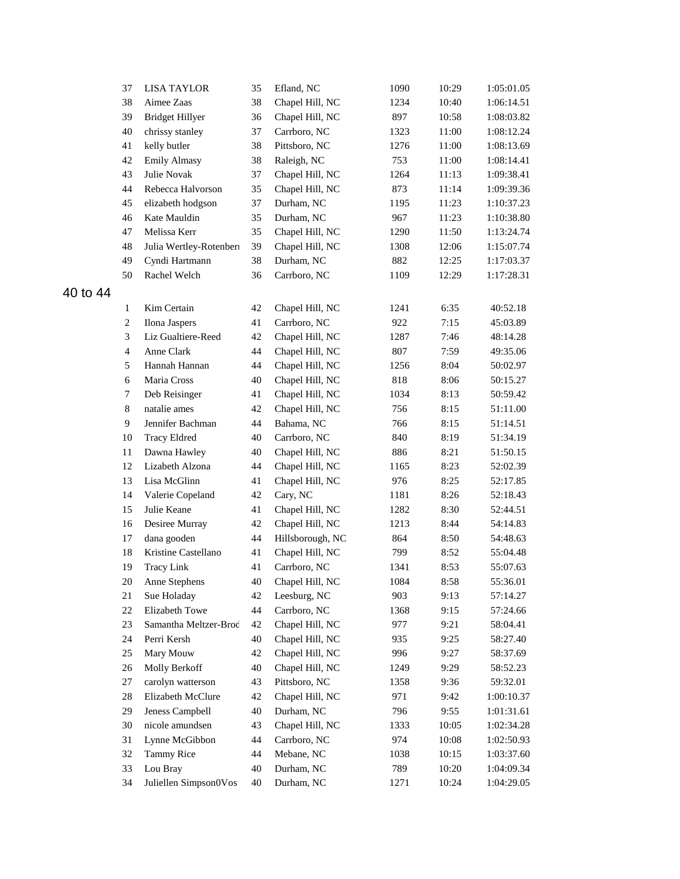| | | | | | | |
|---|---|---|---|---|---|---|
| 37 | LISA TAYLOR | 35 | Efland, NC | 1090 | 10:29 | 1:05:01.05 |
| 38 | Aimee Zaas | 38 | Chapel Hill, NC | 1234 | 10:40 | 1:06:14.51 |
| 39 | Bridget Hillyer | 36 | Chapel Hill, NC | 897 | 10:58 | 1:08:03.82 |
| 40 | chrissy stanley | 37 | Carrboro, NC | 1323 | 11:00 | 1:08:12.24 |
| 41 | kelly butler | 38 | Pittsboro, NC | 1276 | 11:00 | 1:08:13.69 |
| 42 | Emily Almasy | 38 | Raleigh, NC | 753 | 11:00 | 1:08:14.41 |
| 43 | Julie Novak | 37 | Chapel Hill, NC | 1264 | 11:13 | 1:09:38.41 |
| 44 | Rebecca Halvorson | 35 | Chapel Hill, NC | 873 | 11:14 | 1:09:39.36 |
| 45 | elizabeth hodgson | 37 | Durham, NC | 1195 | 11:23 | 1:10:37.23 |
| 46 | Kate Mauldin | 35 | Durham, NC | 967 | 11:23 | 1:10:38.80 |
| 47 | Melissa Kerr | 35 | Chapel Hill, NC | 1290 | 11:50 | 1:13:24.74 |
| 48 | Julia Wertley-Rotenberı | 39 | Chapel Hill, NC | 1308 | 12:06 | 1:15:07.74 |
| 49 | Cyndi Hartmann | 38 | Durham, NC | 882 | 12:25 | 1:17:03.37 |
| 50 | Rachel Welch | 36 | Carrboro, NC | 1109 | 12:29 | 1:17:28.31 |

## 40 to 44

| | | | | | | |
|---|---|---|---|---|---|---|
| 1 | Kim Certain | 42 | Chapel Hill, NC | 1241 | 6:35 | 40:52.18 |
| 2 | Ilona Jaspers | 41 | Carrboro, NC | 922 | 7:15 | 45:03.89 |
| 3 | Liz Gualtiere-Reed | 42 | Chapel Hill, NC | 1287 | 7:46 | 48:14.28 |
| 4 | Anne Clark | 44 | Chapel Hill, NC | 807 | 7:59 | 49:35.06 |
| 5 | Hannah Hannan | 44 | Chapel Hill, NC | 1256 | 8:04 | 50:02.97 |
| 6 | Maria Cross | 40 | Chapel Hill, NC | 818 | 8:06 | 50:15.27 |
| 7 | Deb Reisinger | 41 | Chapel Hill, NC | 1034 | 8:13 | 50:59.42 |
| 8 | natalie ames | 42 | Chapel Hill, NC | 756 | 8:15 | 51:11.00 |
| 9 | Jennifer Bachman | 44 | Bahama, NC | 766 | 8:15 | 51:14.51 |
| 10 | Tracy Eldred | 40 | Carrboro, NC | 840 | 8:19 | 51:34.19 |
| 11 | Dawna Hawley | 40 | Chapel Hill, NC | 886 | 8:21 | 51:50.15 |
| 12 | Lizabeth Alzona | 44 | Chapel Hill, NC | 1165 | 8:23 | 52:02.39 |
| 13 | Lisa McGlinn | 41 | Chapel Hill, NC | 976 | 8:25 | 52:17.85 |
| 14 | Valerie Copeland | 42 | Cary, NC | 1181 | 8:26 | 52:18.43 |
| 15 | Julie Keane | 41 | Chapel Hill, NC | 1282 | 8:30 | 52:44.51 |
| 16 | Desiree Murray | 42 | Chapel Hill, NC | 1213 | 8:44 | 54:14.83 |
| 17 | dana gooden | 44 | Hillsborough, NC | 864 | 8:50 | 54:48.63 |
| 18 | Kristine Castellano | 41 | Chapel Hill, NC | 799 | 8:52 | 55:04.48 |
| 19 | Tracy Link | 41 | Carrboro, NC | 1341 | 8:53 | 55:07.63 |
| 20 | Anne Stephens | 40 | Chapel Hill, NC | 1084 | 8:58 | 55:36.01 |
| 21 | Sue Holaday | 42 | Leesburg, NC | 903 | 9:13 | 57:14.27 |
| 22 | Elizabeth Towe | 44 | Carrboro, NC | 1368 | 9:15 | 57:24.66 |
| 23 | Samantha Meltzer-Brod | 42 | Chapel Hill, NC | 977 | 9:21 | 58:04.41 |
| 24 | Perri Kersh | 40 | Chapel Hill, NC | 935 | 9:25 | 58:27.40 |
| 25 | Mary Mouw | 42 | Chapel Hill, NC | 996 | 9:27 | 58:37.69 |
| 26 | Molly Berkoff | 40 | Chapel Hill, NC | 1249 | 9:29 | 58:52.23 |
| 27 | carolyn watterson | 43 | Pittsboro, NC | 1358 | 9:36 | 59:32.01 |
| 28 | Elizabeth McClure | 42 | Chapel Hill, NC | 971 | 9:42 | 1:00:10.37 |
| 29 | Jeness Campbell | 40 | Durham, NC | 796 | 9:55 | 1:01:31.61 |
| 30 | nicole amundsen | 43 | Chapel Hill, NC | 1333 | 10:05 | 1:02:34.28 |
| 31 | Lynne McGibbon | 44 | Carrboro, NC | 974 | 10:08 | 1:02:50.93 |
| 32 | Tammy Rice | 44 | Mebane, NC | 1038 | 10:15 | 1:03:37.60 |
| 33 | Lou Bray | 40 | Durham, NC | 789 | 10:20 | 1:04:09.34 |
| 34 | Juliellen Simpson0Vos | 40 | Durham, NC | 1271 | 10:24 | 1:04:29.05 |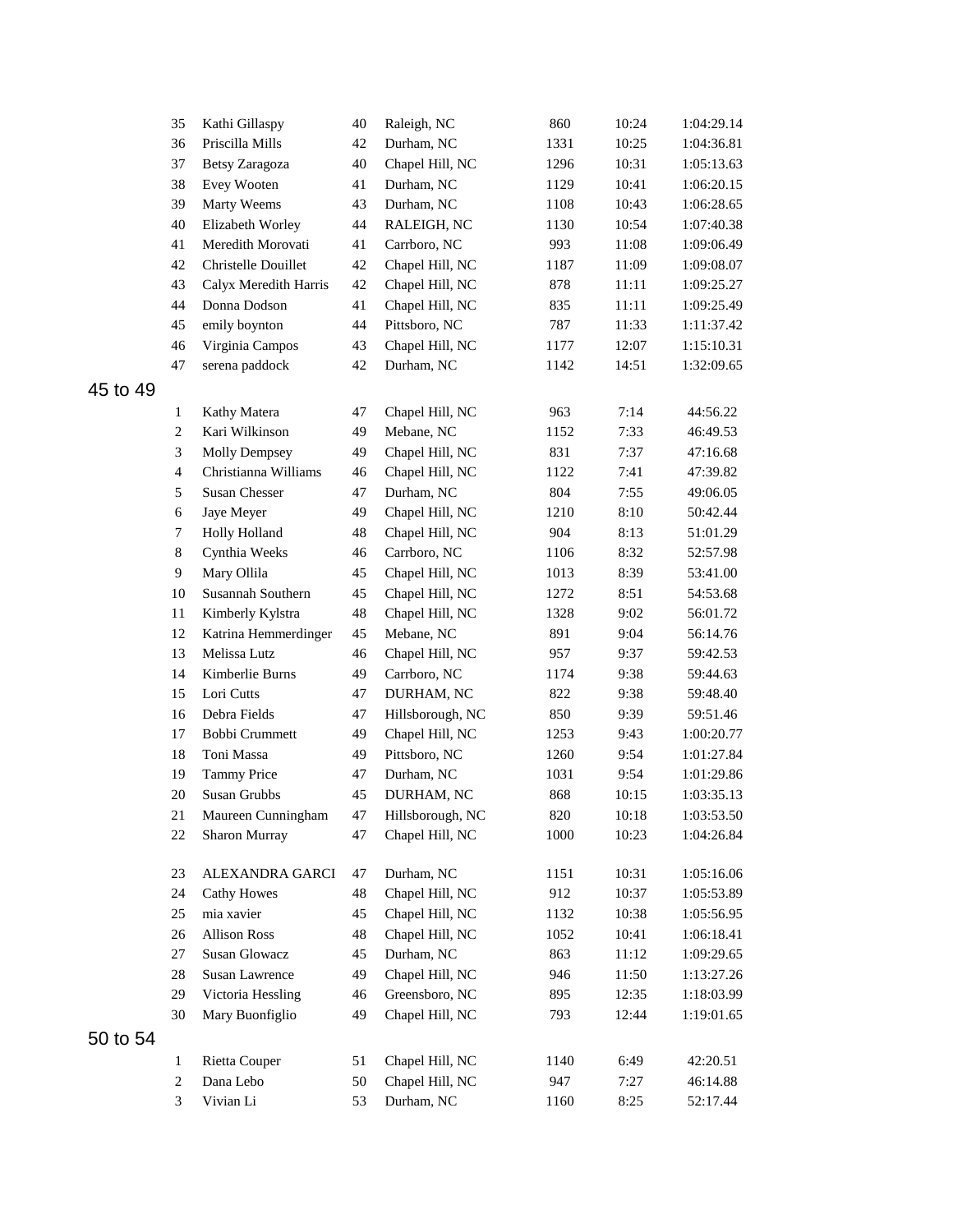| | | | | | | |
|---|---|---|---|---|---|---|
| 35 | Kathi Gillaspy | 40 | Raleigh, NC | 860 | 10:24 | 1:04:29.14 |
| 36 | Priscilla Mills | 42 | Durham, NC | 1331 | 10:25 | 1:04:36.81 |
| 37 | Betsy Zaragoza | 40 | Chapel Hill, NC | 1296 | 10:31 | 1:05:13.63 |
| 38 | Evey Wooten | 41 | Durham, NC | 1129 | 10:41 | 1:06:20.15 |
| 39 | Marty Weems | 43 | Durham, NC | 1108 | 10:43 | 1:06:28.65 |
| 40 | Elizabeth Worley | 44 | RALEIGH, NC | 1130 | 10:54 | 1:07:40.38 |
| 41 | Meredith Morovati | 41 | Carrboro, NC | 993 | 11:08 | 1:09:06.49 |
| 42 | Christelle Douillet | 42 | Chapel Hill, NC | 1187 | 11:09 | 1:09:08.07 |
| 43 | Calyx Meredith Harris | 42 | Chapel Hill, NC | 878 | 11:11 | 1:09:25.27 |
| 44 | Donna Dodson | 41 | Chapel Hill, NC | 835 | 11:11 | 1:09:25.49 |
| 45 | emily boynton | 44 | Pittsboro, NC | 787 | 11:33 | 1:11:37.42 |
| 46 | Virginia Campos | 43 | Chapel Hill, NC | 1177 | 12:07 | 1:15:10.31 |
| 47 | serena paddock | 42 | Durham, NC | 1142 | 14:51 | 1:32:09.65 |

## 45 to 49

| | | | | | | |
|---|---|---|---|---|---|---|
| 1 | Kathy Matera | 47 | Chapel Hill, NC | 963 | 7:14 | 44:56.22 |
| 2 | Kari Wilkinson | 49 | Mebane, NC | 1152 | 7:33 | 46:49.53 |
| 3 | Molly Dempsey | 49 | Chapel Hill, NC | 831 | 7:37 | 47:16.68 |
| 4 | Christianna Williams | 46 | Chapel Hill, NC | 1122 | 7:41 | 47:39.82 |
| 5 | Susan Chesser | 47 | Durham, NC | 804 | 7:55 | 49:06.05 |
| 6 | Jaye Meyer | 49 | Chapel Hill, NC | 1210 | 8:10 | 50:42.44 |
| 7 | Holly Holland | 48 | Chapel Hill, NC | 904 | 8:13 | 51:01.29 |
| 8 | Cynthia Weeks | 46 | Carrboro, NC | 1106 | 8:32 | 52:57.98 |
| 9 | Mary Ollila | 45 | Chapel Hill, NC | 1013 | 8:39 | 53:41.00 |
| 10 | Susannah Southern | 45 | Chapel Hill, NC | 1272 | 8:51 | 54:53.68 |
| 11 | Kimberly Kylstra | 48 | Chapel Hill, NC | 1328 | 9:02 | 56:01.72 |
| 12 | Katrina Hemmerdinger | 45 | Mebane, NC | 891 | 9:04 | 56:14.76 |
| 13 | Melissa Lutz | 46 | Chapel Hill, NC | 957 | 9:37 | 59:42.53 |
| 14 | Kimberlie Burns | 49 | Carrboro, NC | 1174 | 9:38 | 59:44.63 |
| 15 | Lori Cutts | 47 | DURHAM, NC | 822 | 9:38 | 59:48.40 |
| 16 | Debra Fields | 47 | Hillsborough, NC | 850 | 9:39 | 59:51.46 |
| 17 | Bobbi Crummett | 49 | Chapel Hill, NC | 1253 | 9:43 | 1:00:20.77 |
| 18 | Toni Massa | 49 | Pittsboro, NC | 1260 | 9:54 | 1:01:27.84 |
| 19 | Tammy Price | 47 | Durham, NC | 1031 | 9:54 | 1:01:29.86 |
| 20 | Susan Grubbs | 45 | DURHAM, NC | 868 | 10:15 | 1:03:35.13 |
| 21 | Maureen Cunningham | 47 | Hillsborough, NC | 820 | 10:18 | 1:03:53.50 |
| 22 | Sharon Murray | 47 | Chapel Hill, NC | 1000 | 10:23 | 1:04:26.84 |
| 23 | ALEXANDRA GARCI | 47 | Durham, NC | 1151 | 10:31 | 1:05:16.06 |
| 24 | Cathy Howes | 48 | Chapel Hill, NC | 912 | 10:37 | 1:05:53.89 |
| 25 | mia xavier | 45 | Chapel Hill, NC | 1132 | 10:38 | 1:05:56.95 |
| 26 | Allison Ross | 48 | Chapel Hill, NC | 1052 | 10:41 | 1:06:18.41 |
| 27 | Susan Glowacz | 45 | Durham, NC | 863 | 11:12 | 1:09:29.65 |
| 28 | Susan Lawrence | 49 | Chapel Hill, NC | 946 | 11:50 | 1:13:27.26 |
| 29 | Victoria Hessling | 46 | Greensboro, NC | 895 | 12:35 | 1:18:03.99 |
| 30 | Mary Buonfiglio | 49 | Chapel Hill, NC | 793 | 12:44 | 1:19:01.65 |

## 50 to 54

| | | | | | | |
|---|---|---|---|---|---|---|
| 1 | Rietta Couper | 51 | Chapel Hill, NC | 1140 | 6:49 | 42:20.51 |
| 2 | Dana Lebo | 50 | Chapel Hill, NC | 947 | 7:27 | 46:14.88 |
| 3 | Vivian Li | 53 | Durham, NC | 1160 | 8:25 | 52:17.44 |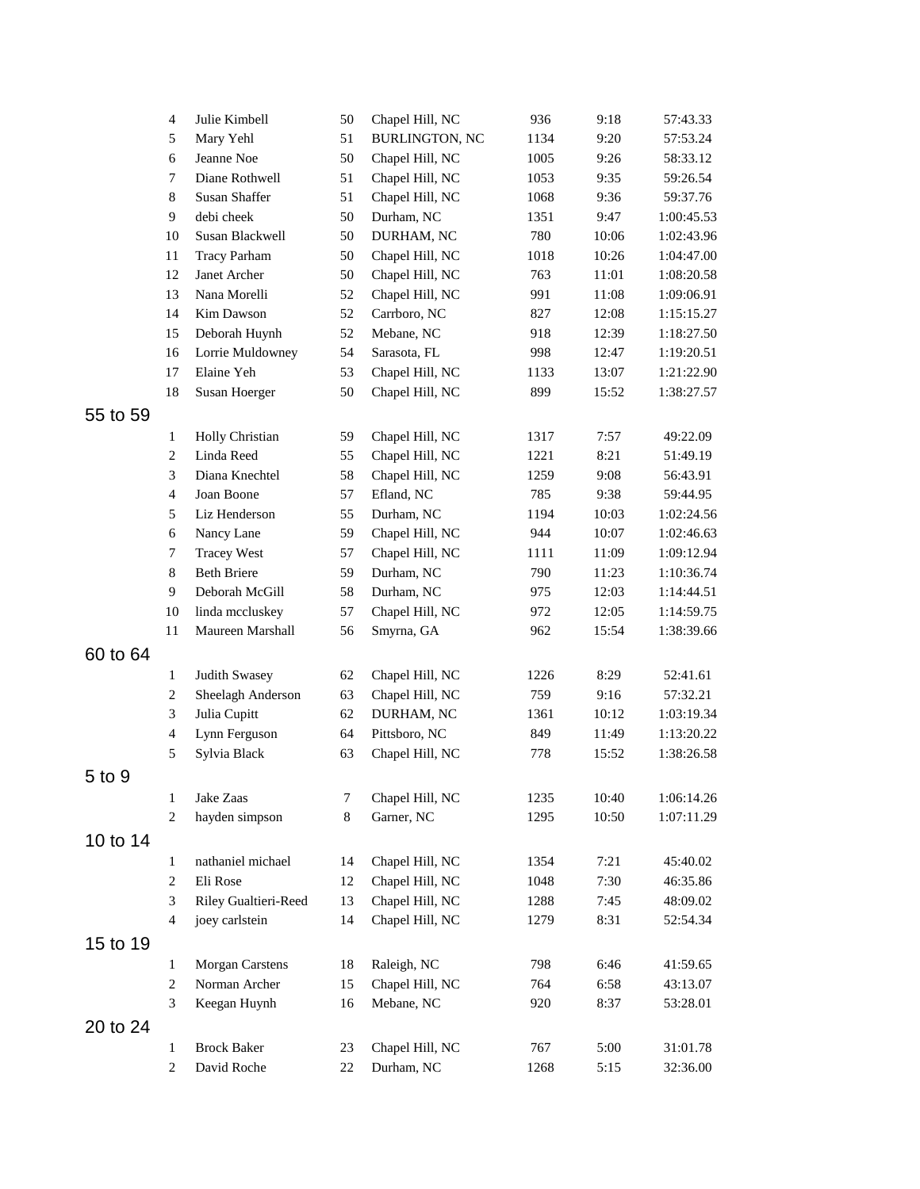| | | | | | |
|---|---|---|---|---|---|
| 4 | Julie Kimbell | 50 | Chapel Hill, NC | 936 | 9:18 | 57:43.33 |
| 5 | Mary Yehl | 51 | BURLINGTON, NC | 1134 | 9:20 | 57:53.24 |
| 6 | Jeanne Noe | 50 | Chapel Hill, NC | 1005 | 9:26 | 58:33.12 |
| 7 | Diane Rothwell | 51 | Chapel Hill, NC | 1053 | 9:35 | 59:26.54 |
| 8 | Susan Shaffer | 51 | Chapel Hill, NC | 1068 | 9:36 | 59:37.76 |
| 9 | debi cheek | 50 | Durham, NC | 1351 | 9:47 | 1:00:45.53 |
| 10 | Susan Blackwell | 50 | DURHAM, NC | 780 | 10:06 | 1:02:43.96 |
| 11 | Tracy Parham | 50 | Chapel Hill, NC | 1018 | 10:26 | 1:04:47.00 |
| 12 | Janet Archer | 50 | Chapel Hill, NC | 763 | 11:01 | 1:08:20.58 |
| 13 | Nana Morelli | 52 | Chapel Hill, NC | 991 | 11:08 | 1:09:06.91 |
| 14 | Kim Dawson | 52 | Carrboro, NC | 827 | 12:08 | 1:15:15.27 |
| 15 | Deborah Huynh | 52 | Mebane, NC | 918 | 12:39 | 1:18:27.50 |
| 16 | Lorrie Muldowney | 54 | Sarasota, FL | 998 | 12:47 | 1:19:20.51 |
| 17 | Elaine Yeh | 53 | Chapel Hill, NC | 1133 | 13:07 | 1:21:22.90 |
| 18 | Susan Hoerger | 50 | Chapel Hill, NC | 899 | 15:52 | 1:38:27.57 |

## 55 to 59

| | | | | | | |
|---|---|---|---|---|---|---|
| 1 | Holly Christian | 59 | Chapel Hill, NC | 1317 | 7:57 | 49:22.09 |
| 2 | Linda Reed | 55 | Chapel Hill, NC | 1221 | 8:21 | 51:49.19 |
| 3 | Diana Knechtel | 58 | Chapel Hill, NC | 1259 | 9:08 | 56:43.91 |
| 4 | Joan Boone | 57 | Efland, NC | 785 | 9:38 | 59:44.95 |
| 5 | Liz Henderson | 55 | Durham, NC | 1194 | 10:03 | 1:02:24.56 |
| 6 | Nancy Lane | 59 | Chapel Hill, NC | 944 | 10:07 | 1:02:46.63 |
| 7 | Tracey West | 57 | Chapel Hill, NC | 1111 | 11:09 | 1:09:12.94 |
| 8 | Beth Briere | 59 | Durham, NC | 790 | 11:23 | 1:10:36.74 |
| 9 | Deborah McGill | 58 | Durham, NC | 975 | 12:03 | 1:14:44.51 |
| 10 | linda mccluskey | 57 | Chapel Hill, NC | 972 | 12:05 | 1:14:59.75 |
| 11 | Maureen Marshall | 56 | Smyrna, GA | 962 | 15:54 | 1:38:39.66 |

## 60 to 64

| | | | | | | |
|---|---|---|---|---|---|---|
| 1 | Judith Swasey | 62 | Chapel Hill, NC | 1226 | 8:29 | 52:41.61 |
| 2 | Sheelagh Anderson | 63 | Chapel Hill, NC | 759 | 9:16 | 57:32.21 |
| 3 | Julia Cupitt | 62 | DURHAM, NC | 1361 | 10:12 | 1:03:19.34 |
| 4 | Lynn Ferguson | 64 | Pittsboro, NC | 849 | 11:49 | 1:13:20.22 |
| 5 | Sylvia Black | 63 | Chapel Hill, NC | 778 | 15:52 | 1:38:26.58 |

## 5 to 9

| | | | | | | |
|---|---|---|---|---|---|---|
| 1 | Jake Zaas | 7 | Chapel Hill, NC | 1235 | 10:40 | 1:06:14.26 |
| 2 | hayden simpson | 8 | Garner, NC | 1295 | 10:50 | 1:07:11.29 |

## 10 to 14

| | | | | | | |
|---|---|---|---|---|---|---|
| 1 | nathaniel michael | 14 | Chapel Hill, NC | 1354 | 7:21 | 45:40.02 |
| 2 | Eli Rose | 12 | Chapel Hill, NC | 1048 | 7:30 | 46:35.86 |
| 3 | Riley Gualtieri-Reed | 13 | Chapel Hill, NC | 1288 | 7:45 | 48:09.02 |
| 4 | joey carlstein | 14 | Chapel Hill, NC | 1279 | 8:31 | 52:54.34 |

## 15 to 19

| | | | | | | |
|---|---|---|---|---|---|---|
| 1 | Morgan Carstens | 18 | Raleigh, NC | 798 | 6:46 | 41:59.65 |
| 2 | Norman Archer | 15 | Chapel Hill, NC | 764 | 6:58 | 43:13.07 |
| 3 | Keegan Huynh | 16 | Mebane, NC | 920 | 8:37 | 53:28.01 |

## 20 to 24

| | | | | | | |
|---|---|---|---|---|---|---|
| 1 | Brock Baker | 23 | Chapel Hill, NC | 767 | 5:00 | 31:01.78 |
| 2 | David Roche | 22 | Durham, NC | 1268 | 5:15 | 32:36.00 |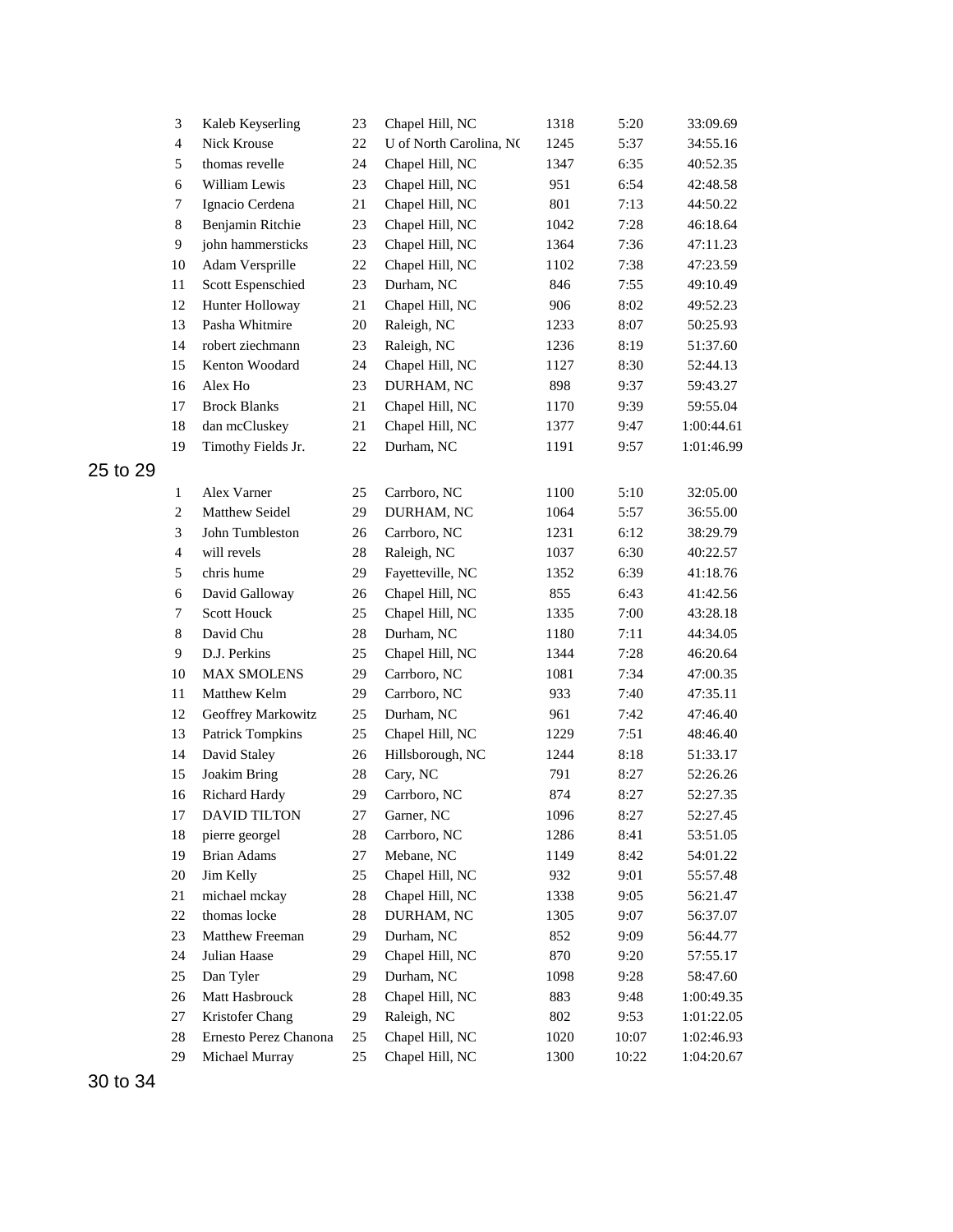| | | | | | | |
|---|---|---|---|---|---|---|
| 3 | Kaleb Keyserling | 23 | Chapel Hill, NC | 1318 | 5:20 | 33:09.69 |
| 4 | Nick Krouse | 22 | U of North Carolina, NC | 1245 | 5:37 | 34:55.16 |
| 5 | thomas revelle | 24 | Chapel Hill, NC | 1347 | 6:35 | 40:52.35 |
| 6 | William Lewis | 23 | Chapel Hill, NC | 951 | 6:54 | 42:48.58 |
| 7 | Ignacio Cerdena | 21 | Chapel Hill, NC | 801 | 7:13 | 44:50.22 |
| 8 | Benjamin Ritchie | 23 | Chapel Hill, NC | 1042 | 7:28 | 46:18.64 |
| 9 | john hammersticks | 23 | Chapel Hill, NC | 1364 | 7:36 | 47:11.23 |
| 10 | Adam Versprille | 22 | Chapel Hill, NC | 1102 | 7:38 | 47:23.59 |
| 11 | Scott Espenschied | 23 | Durham, NC | 846 | 7:55 | 49:10.49 |
| 12 | Hunter Holloway | 21 | Chapel Hill, NC | 906 | 8:02 | 49:52.23 |
| 13 | Pasha Whitmire | 20 | Raleigh, NC | 1233 | 8:07 | 50:25.93 |
| 14 | robert ziechmann | 23 | Raleigh, NC | 1236 | 8:19 | 51:37.60 |
| 15 | Kenton Woodard | 24 | Chapel Hill, NC | 1127 | 8:30 | 52:44.13 |
| 16 | Alex Ho | 23 | DURHAM, NC | 898 | 9:37 | 59:43.27 |
| 17 | Brock Blanks | 21 | Chapel Hill, NC | 1170 | 9:39 | 59:55.04 |
| 18 | dan mcCluskey | 21 | Chapel Hill, NC | 1377 | 9:47 | 1:00:44.61 |
| 19 | Timothy Fields Jr. | 22 | Durham, NC | 1191 | 9:57 | 1:01:46.99 |

## 25 to 29

| | | | | | | |
|---|---|---|---|---|---|---|
| 1 | Alex Varner | 25 | Carrboro, NC | 1100 | 5:10 | 32:05.00 |
| 2 | Matthew Seidel | 29 | DURHAM, NC | 1064 | 5:57 | 36:55.00 |
| 3 | John Tumbleston | 26 | Carrboro, NC | 1231 | 6:12 | 38:29.79 |
| 4 | will revels | 28 | Raleigh, NC | 1037 | 6:30 | 40:22.57 |
| 5 | chris hume | 29 | Fayetteville, NC | 1352 | 6:39 | 41:18.76 |
| 6 | David Galloway | 26 | Chapel Hill, NC | 855 | 6:43 | 41:42.56 |
| 7 | Scott Houck | 25 | Chapel Hill, NC | 1335 | 7:00 | 43:28.18 |
| 8 | David Chu | 28 | Durham, NC | 1180 | 7:11 | 44:34.05 |
| 9 | D.J. Perkins | 25 | Chapel Hill, NC | 1344 | 7:28 | 46:20.64 |
| 10 | MAX SMOLENS | 29 | Carrboro, NC | 1081 | 7:34 | 47:00.35 |
| 11 | Matthew Kelm | 29 | Carrboro, NC | 933 | 7:40 | 47:35.11 |
| 12 | Geoffrey Markowitz | 25 | Durham, NC | 961 | 7:42 | 47:46.40 |
| 13 | Patrick Tompkins | 25 | Chapel Hill, NC | 1229 | 7:51 | 48:46.40 |
| 14 | David Staley | 26 | Hillsborough, NC | 1244 | 8:18 | 51:33.17 |
| 15 | Joakim Bring | 28 | Cary, NC | 791 | 8:27 | 52:26.26 |
| 16 | Richard Hardy | 29 | Carrboro, NC | 874 | 8:27 | 52:27.35 |
| 17 | DAVID TILTON | 27 | Garner, NC | 1096 | 8:27 | 52:27.45 |
| 18 | pierre georgel | 28 | Carrboro, NC | 1286 | 8:41 | 53:51.05 |
| 19 | Brian Adams | 27 | Mebane, NC | 1149 | 8:42 | 54:01.22 |
| 20 | Jim Kelly | 25 | Chapel Hill, NC | 932 | 9:01 | 55:57.48 |
| 21 | michael mckay | 28 | Chapel Hill, NC | 1338 | 9:05 | 56:21.47 |
| 22 | thomas locke | 28 | DURHAM, NC | 1305 | 9:07 | 56:37.07 |
| 23 | Matthew Freeman | 29 | Durham, NC | 852 | 9:09 | 56:44.77 |
| 24 | Julian Haase | 29 | Chapel Hill, NC | 870 | 9:20 | 57:55.17 |
| 25 | Dan Tyler | 29 | Durham, NC | 1098 | 9:28 | 58:47.60 |
| 26 | Matt Hasbrouck | 28 | Chapel Hill, NC | 883 | 9:48 | 1:00:49.35 |
| 27 | Kristofer Chang | 29 | Raleigh, NC | 802 | 9:53 | 1:01:22.05 |
| 28 | Ernesto Perez Chanona | 25 | Chapel Hill, NC | 1020 | 10:07 | 1:02:46.93 |
| 29 | Michael Murray | 25 | Chapel Hill, NC | 1300 | 10:22 | 1:04:20.67 |

## 30 to 34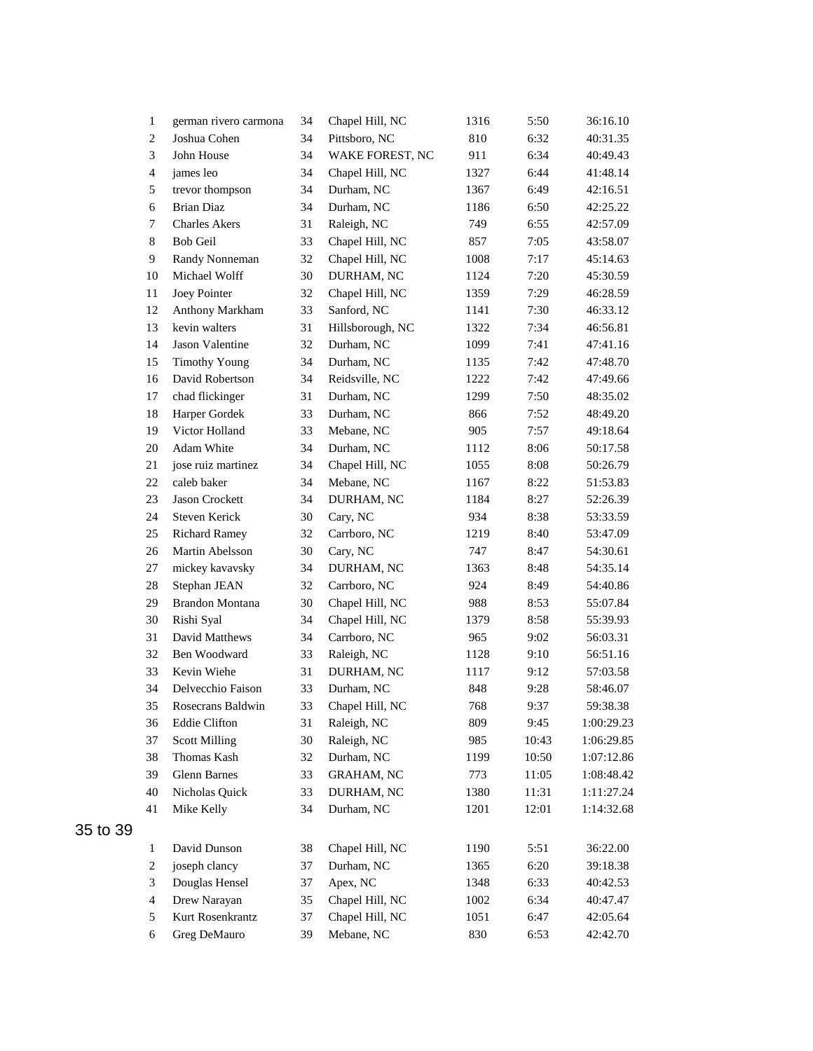| | | | | | | |
|---|---|---|---|---|---|---|
| 1 | german rivero carmona | 34 | Chapel Hill, NC | 1316 | 5:50 | 36:16.10 |
| 2 | Joshua Cohen | 34 | Pittsboro, NC | 810 | 6:32 | 40:31.35 |
| 3 | John House | 34 | WAKE FOREST, NC | 911 | 6:34 | 40:49.43 |
| 4 | james leo | 34 | Chapel Hill, NC | 1327 | 6:44 | 41:48.14 |
| 5 | trevor thompson | 34 | Durham, NC | 1367 | 6:49 | 42:16.51 |
| 6 | Brian Diaz | 34 | Durham, NC | 1186 | 6:50 | 42:25.22 |
| 7 | Charles Akers | 31 | Raleigh, NC | 749 | 6:55 | 42:57.09 |
| 8 | Bob Geil | 33 | Chapel Hill, NC | 857 | 7:05 | 43:58.07 |
| 9 | Randy Nonneman | 32 | Chapel Hill, NC | 1008 | 7:17 | 45:14.63 |
| 10 | Michael Wolff | 30 | DURHAM, NC | 1124 | 7:20 | 45:30.59 |
| 11 | Joey Pointer | 32 | Chapel Hill, NC | 1359 | 7:29 | 46:28.59 |
| 12 | Anthony Markham | 33 | Sanford, NC | 1141 | 7:30 | 46:33.12 |
| 13 | kevin walters | 31 | Hillsborough, NC | 1322 | 7:34 | 46:56.81 |
| 14 | Jason Valentine | 32 | Durham, NC | 1099 | 7:41 | 47:41.16 |
| 15 | Timothy Young | 34 | Durham, NC | 1135 | 7:42 | 47:48.70 |
| 16 | David Robertson | 34 | Reidsville, NC | 1222 | 7:42 | 47:49.66 |
| 17 | chad flickinger | 31 | Durham, NC | 1299 | 7:50 | 48:35.02 |
| 18 | Harper Gordek | 33 | Durham, NC | 866 | 7:52 | 48:49.20 |
| 19 | Victor Holland | 33 | Mebane, NC | 905 | 7:57 | 49:18.64 |
| 20 | Adam White | 34 | Durham, NC | 1112 | 8:06 | 50:17.58 |
| 21 | jose ruiz martinez | 34 | Chapel Hill, NC | 1055 | 8:08 | 50:26.79 |
| 22 | caleb baker | 34 | Mebane, NC | 1167 | 8:22 | 51:53.83 |
| 23 | Jason Crockett | 34 | DURHAM, NC | 1184 | 8:27 | 52:26.39 |
| 24 | Steven Kerick | 30 | Cary, NC | 934 | 8:38 | 53:33.59 |
| 25 | Richard Ramey | 32 | Carrboro, NC | 1219 | 8:40 | 53:47.09 |
| 26 | Martin Abelsson | 30 | Cary, NC | 747 | 8:47 | 54:30.61 |
| 27 | mickey kavavsky | 34 | DURHAM, NC | 1363 | 8:48 | 54:35.14 |
| 28 | Stephan JEAN | 32 | Carrboro, NC | 924 | 8:49 | 54:40.86 |
| 29 | Brandon Montana | 30 | Chapel Hill, NC | 988 | 8:53 | 55:07.84 |
| 30 | Rishi Syal | 34 | Chapel Hill, NC | 1379 | 8:58 | 55:39.93 |
| 31 | David Matthews | 34 | Carrboro, NC | 965 | 9:02 | 56:03.31 |
| 32 | Ben Woodward | 33 | Raleigh, NC | 1128 | 9:10 | 56:51.16 |
| 33 | Kevin Wiehe | 31 | DURHAM, NC | 1117 | 9:12 | 57:03.58 |
| 34 | Delvecchio Faison | 33 | Durham, NC | 848 | 9:28 | 58:46.07 |
| 35 | Rosecrans Baldwin | 33 | Chapel Hill, NC | 768 | 9:37 | 59:38.38 |
| 36 | Eddie Clifton | 31 | Raleigh, NC | 809 | 9:45 | 1:00:29.23 |
| 37 | Scott Milling | 30 | Raleigh, NC | 985 | 10:43 | 1:06:29.85 |
| 38 | Thomas Kash | 32 | Durham, NC | 1199 | 10:50 | 1:07:12.86 |
| 39 | Glenn Barnes | 33 | GRAHAM, NC | 773 | 11:05 | 1:08:48.42 |
| 40 | Nicholas Quick | 33 | DURHAM, NC | 1380 | 11:31 | 1:11:27.24 |
| 41 | Mike Kelly | 34 | Durham, NC | 1201 | 12:01 | 1:14:32.68 |

## 35 to 39

| | | | | | | |
|---|---|---|---|---|---|---|
| 1 | David Dunson | 38 | Chapel Hill, NC | 1190 | 5:51 | 36:22.00 |
| 2 | joseph clancy | 37 | Durham, NC | 1365 | 6:20 | 39:18.38 |
| 3 | Douglas Hensel | 37 | Apex, NC | 1348 | 6:33 | 40:42.53 |
| 4 | Drew Narayan | 35 | Chapel Hill, NC | 1002 | 6:34 | 40:47.47 |
| 5 | Kurt Rosenkrantz | 37 | Chapel Hill, NC | 1051 | 6:47 | 42:05.64 |
| 6 | Greg DeMauro | 39 | Mebane, NC | 830 | 6:53 | 42:42.70 |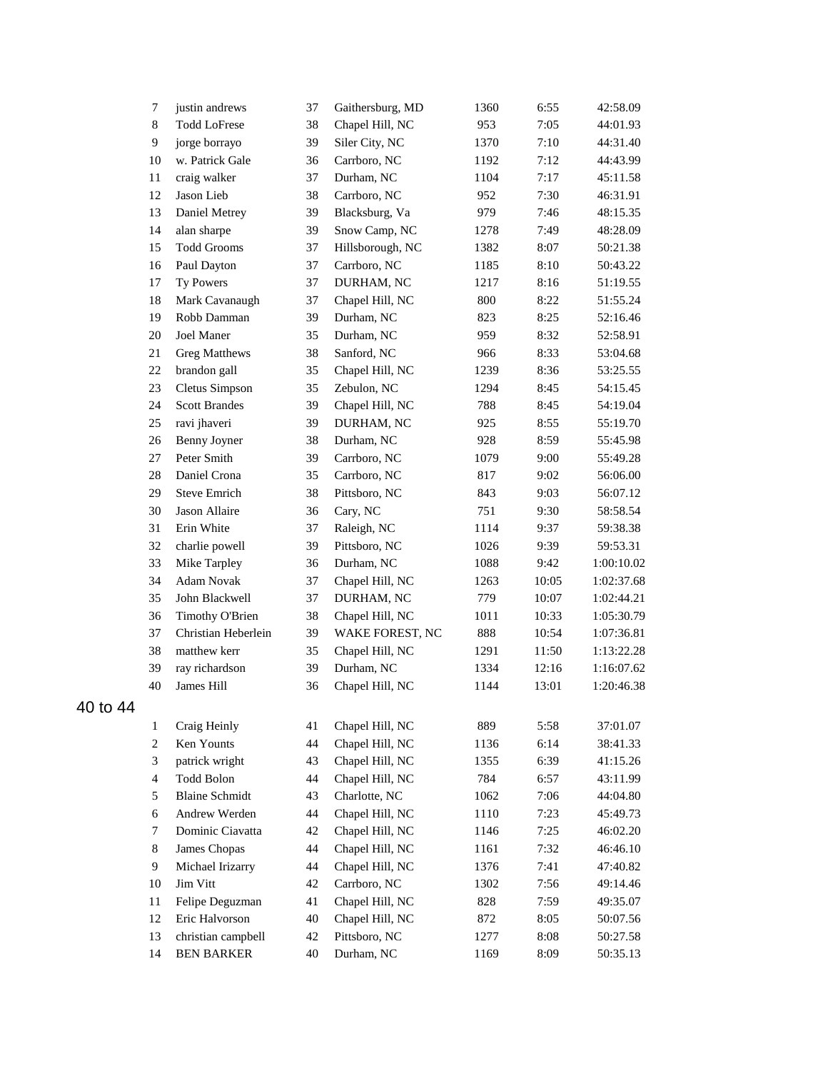| | | | | | | |
|---|---|---|---|---|---|---|
| 7 | justin andrews | 37 | Gaithersburg, MD | 1360 | 6:55 | 42:58.09 |
| 8 | Todd LoFrese | 38 | Chapel Hill, NC | 953 | 7:05 | 44:01.93 |
| 9 | jorge borrayo | 39 | Siler City, NC | 1370 | 7:10 | 44:31.40 |
| 10 | w. Patrick Gale | 36 | Carrboro, NC | 1192 | 7:12 | 44:43.99 |
| 11 | craig walker | 37 | Durham, NC | 1104 | 7:17 | 45:11.58 |
| 12 | Jason Lieb | 38 | Carrboro, NC | 952 | 7:30 | 46:31.91 |
| 13 | Daniel Metrey | 39 | Blacksburg, Va | 979 | 7:46 | 48:15.35 |
| 14 | alan sharpe | 39 | Snow Camp, NC | 1278 | 7:49 | 48:28.09 |
| 15 | Todd Grooms | 37 | Hillsborough, NC | 1382 | 8:07 | 50:21.38 |
| 16 | Paul Dayton | 37 | Carrboro, NC | 1185 | 8:10 | 50:43.22 |
| 17 | Ty Powers | 37 | DURHAM, NC | 1217 | 8:16 | 51:19.55 |
| 18 | Mark Cavanaugh | 37 | Chapel Hill, NC | 800 | 8:22 | 51:55.24 |
| 19 | Robb Damman | 39 | Durham, NC | 823 | 8:25 | 52:16.46 |
| 20 | Joel Maner | 35 | Durham, NC | 959 | 8:32 | 52:58.91 |
| 21 | Greg Matthews | 38 | Sanford, NC | 966 | 8:33 | 53:04.68 |
| 22 | brandon gall | 35 | Chapel Hill, NC | 1239 | 8:36 | 53:25.55 |
| 23 | Cletus Simpson | 35 | Zebulon, NC | 1294 | 8:45 | 54:15.45 |
| 24 | Scott Brandes | 39 | Chapel Hill, NC | 788 | 8:45 | 54:19.04 |
| 25 | ravi jhaveri | 39 | DURHAM, NC | 925 | 8:55 | 55:19.70 |
| 26 | Benny Joyner | 38 | Durham, NC | 928 | 8:59 | 55:45.98 |
| 27 | Peter Smith | 39 | Carrboro, NC | 1079 | 9:00 | 55:49.28 |
| 28 | Daniel Crona | 35 | Carrboro, NC | 817 | 9:02 | 56:06.00 |
| 29 | Steve Emrich | 38 | Pittsboro, NC | 843 | 9:03 | 56:07.12 |
| 30 | Jason Allaire | 36 | Cary, NC | 751 | 9:30 | 58:58.54 |
| 31 | Erin White | 37 | Raleigh, NC | 1114 | 9:37 | 59:38.38 |
| 32 | charlie powell | 39 | Pittsboro, NC | 1026 | 9:39 | 59:53.31 |
| 33 | Mike Tarpley | 36 | Durham, NC | 1088 | 9:42 | 1:00:10.02 |
| 34 | Adam Novak | 37 | Chapel Hill, NC | 1263 | 10:05 | 1:02:37.68 |
| 35 | John Blackwell | 37 | DURHAM, NC | 779 | 10:07 | 1:02:44.21 |
| 36 | Timothy O'Brien | 38 | Chapel Hill, NC | 1011 | 10:33 | 1:05:30.79 |
| 37 | Christian Heberlein | 39 | WAKE FOREST, NC | 888 | 10:54 | 1:07:36.81 |
| 38 | matthew kerr | 35 | Chapel Hill, NC | 1291 | 11:50 | 1:13:22.28 |
| 39 | ray richardson | 39 | Durham, NC | 1334 | 12:16 | 1:16:07.62 |
| 40 | James Hill | 36 | Chapel Hill, NC | 1144 | 13:01 | 1:20:46.38 |

## 40 to 44

| | | | | | | |
|---|---|---|---|---|---|---|
| 1 | Craig Heinly | 41 | Chapel Hill, NC | 889 | 5:58 | 37:01.07 |
| 2 | Ken Younts | 44 | Chapel Hill, NC | 1136 | 6:14 | 38:41.33 |
| 3 | patrick wright | 43 | Chapel Hill, NC | 1355 | 6:39 | 41:15.26 |
| 4 | Todd Bolon | 44 | Chapel Hill, NC | 784 | 6:57 | 43:11.99 |
| 5 | Blaine Schmidt | 43 | Charlotte, NC | 1062 | 7:06 | 44:04.80 |
| 6 | Andrew Werden | 44 | Chapel Hill, NC | 1110 | 7:23 | 45:49.73 |
| 7 | Dominic Ciavatta | 42 | Chapel Hill, NC | 1146 | 7:25 | 46:02.20 |
| 8 | James Chopas | 44 | Chapel Hill, NC | 1161 | 7:32 | 46:46.10 |
| 9 | Michael Irizarry | 44 | Chapel Hill, NC | 1376 | 7:41 | 47:40.82 |
| 10 | Jim Vitt | 42 | Carrboro, NC | 1302 | 7:56 | 49:14.46 |
| 11 | Felipe Deguzman | 41 | Chapel Hill, NC | 828 | 7:59 | 49:35.07 |
| 12 | Eric Halvorson | 40 | Chapel Hill, NC | 872 | 8:05 | 50:07.56 |
| 13 | christian campbell | 42 | Pittsboro, NC | 1277 | 8:08 | 50:27.58 |
| 14 | BEN BARKER | 40 | Durham, NC | 1169 | 8:09 | 50:35.13 |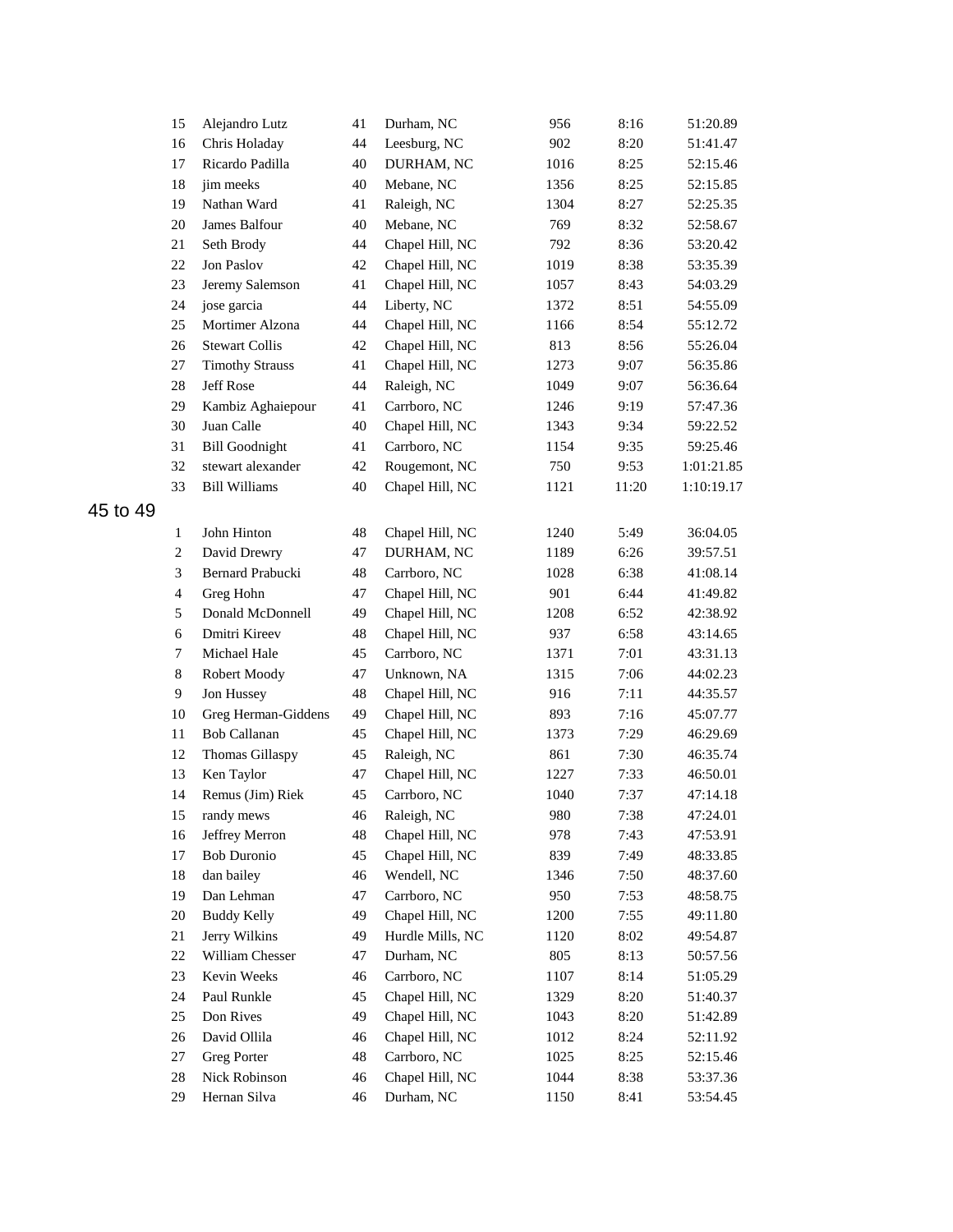| | | | | | | |
|---|---|---|---|---|---|---|
| 15 | Alejandro Lutz | 41 | Durham, NC | 956 | 8:16 | 51:20.89 |
| 16 | Chris Holaday | 44 | Leesburg, NC | 902 | 8:20 | 51:41.47 |
| 17 | Ricardo Padilla | 40 | DURHAM, NC | 1016 | 8:25 | 52:15.46 |
| 18 | jim meeks | 40 | Mebane, NC | 1356 | 8:25 | 52:15.85 |
| 19 | Nathan Ward | 41 | Raleigh, NC | 1304 | 8:27 | 52:25.35 |
| 20 | James Balfour | 40 | Mebane, NC | 769 | 8:32 | 52:58.67 |
| 21 | Seth Brody | 44 | Chapel Hill, NC | 792 | 8:36 | 53:20.42 |
| 22 | Jon Paslov | 42 | Chapel Hill, NC | 1019 | 8:38 | 53:35.39 |
| 23 | Jeremy Salemson | 41 | Chapel Hill, NC | 1057 | 8:43 | 54:03.29 |
| 24 | jose garcia | 44 | Liberty, NC | 1372 | 8:51 | 54:55.09 |
| 25 | Mortimer Alzona | 44 | Chapel Hill, NC | 1166 | 8:54 | 55:12.72 |
| 26 | Stewart Collis | 42 | Chapel Hill, NC | 813 | 8:56 | 55:26.04 |
| 27 | Timothy Strauss | 41 | Chapel Hill, NC | 1273 | 9:07 | 56:35.86 |
| 28 | Jeff Rose | 44 | Raleigh, NC | 1049 | 9:07 | 56:36.64 |
| 29 | Kambiz Aghaiepour | 41 | Carrboro, NC | 1246 | 9:19 | 57:47.36 |
| 30 | Juan Calle | 40 | Chapel Hill, NC | 1343 | 9:34 | 59:22.52 |
| 31 | Bill Goodnight | 41 | Carrboro, NC | 1154 | 9:35 | 59:25.46 |
| 32 | stewart alexander | 42 | Rougemont, NC | 750 | 9:53 | 1:01:21.85 |
| 33 | Bill Williams | 40 | Chapel Hill, NC | 1121 | 11:20 | 1:10:19.17 |

## 45 to 49

| | | | | | | |
|---|---|---|---|---|---|---|
| 1 | John Hinton | 48 | Chapel Hill, NC | 1240 | 5:49 | 36:04.05 |
| 2 | David Drewry | 47 | DURHAM, NC | 1189 | 6:26 | 39:57.51 |
| 3 | Bernard Prabucki | 48 | Carrboro, NC | 1028 | 6:38 | 41:08.14 |
| 4 | Greg Hohn | 47 | Chapel Hill, NC | 901 | 6:44 | 41:49.82 |
| 5 | Donald McDonnell | 49 | Chapel Hill, NC | 1208 | 6:52 | 42:38.92 |
| 6 | Dmitri Kireev | 48 | Chapel Hill, NC | 937 | 6:58 | 43:14.65 |
| 7 | Michael Hale | 45 | Carrboro, NC | 1371 | 7:01 | 43:31.13 |
| 8 | Robert Moody | 47 | Unknown, NA | 1315 | 7:06 | 44:02.23 |
| 9 | Jon Hussey | 48 | Chapel Hill, NC | 916 | 7:11 | 44:35.57 |
| 10 | Greg Herman-Giddens | 49 | Chapel Hill, NC | 893 | 7:16 | 45:07.77 |
| 11 | Bob Callanan | 45 | Chapel Hill, NC | 1373 | 7:29 | 46:29.69 |
| 12 | Thomas Gillaspy | 45 | Raleigh, NC | 861 | 7:30 | 46:35.74 |
| 13 | Ken Taylor | 47 | Chapel Hill, NC | 1227 | 7:33 | 46:50.01 |
| 14 | Remus (Jim) Riek | 45 | Carrboro, NC | 1040 | 7:37 | 47:14.18 |
| 15 | randy mews | 46 | Raleigh, NC | 980 | 7:38 | 47:24.01 |
| 16 | Jeffrey Merron | 48 | Chapel Hill, NC | 978 | 7:43 | 47:53.91 |
| 17 | Bob Duronio | 45 | Chapel Hill, NC | 839 | 7:49 | 48:33.85 |
| 18 | dan bailey | 46 | Wendell, NC | 1346 | 7:50 | 48:37.60 |
| 19 | Dan Lehman | 47 | Carrboro, NC | 950 | 7:53 | 48:58.75 |
| 20 | Buddy Kelly | 49 | Chapel Hill, NC | 1200 | 7:55 | 49:11.80 |
| 21 | Jerry Wilkins | 49 | Hurdle Mills, NC | 1120 | 8:02 | 49:54.87 |
| 22 | William Chesser | 47 | Durham, NC | 805 | 8:13 | 50:57.56 |
| 23 | Kevin Weeks | 46 | Carrboro, NC | 1107 | 8:14 | 51:05.29 |
| 24 | Paul Runkle | 45 | Chapel Hill, NC | 1329 | 8:20 | 51:40.37 |
| 25 | Don Rives | 49 | Chapel Hill, NC | 1043 | 8:20 | 51:42.89 |
| 26 | David Ollila | 46 | Chapel Hill, NC | 1012 | 8:24 | 52:11.92 |
| 27 | Greg Porter | 48 | Carrboro, NC | 1025 | 8:25 | 52:15.46 |
| 28 | Nick Robinson | 46 | Chapel Hill, NC | 1044 | 8:38 | 53:37.36 |
| 29 | Hernan Silva | 46 | Durham, NC | 1150 | 8:41 | 53:54.45 |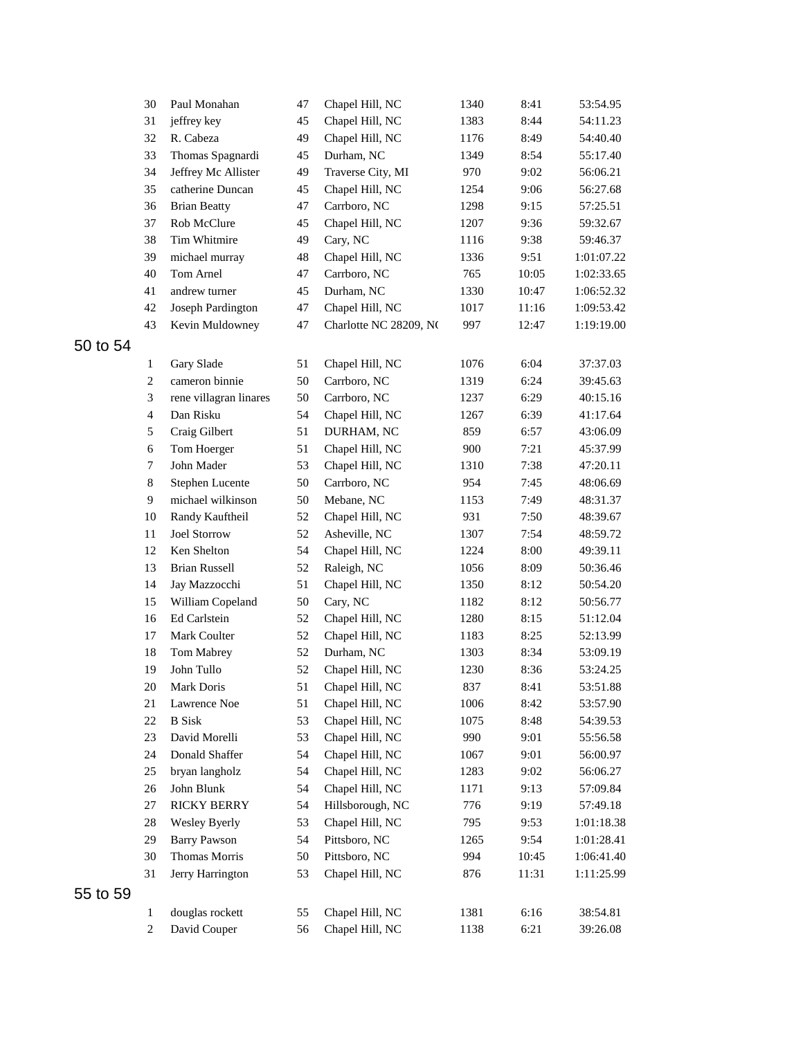| | | | | | | |
|---|---|---|---|---|---|---|
| 30 | Paul Monahan | 47 | Chapel Hill, NC | 1340 | 8:41 | 53:54.95 |
| 31 | jeffrey key | 45 | Chapel Hill, NC | 1383 | 8:44 | 54:11.23 |
| 32 | R. Cabeza | 49 | Chapel Hill, NC | 1176 | 8:49 | 54:40.40 |
| 33 | Thomas Spagnardi | 45 | Durham, NC | 1349 | 8:54 | 55:17.40 |
| 34 | Jeffrey Mc Allister | 49 | Traverse City, MI | 970 | 9:02 | 56:06.21 |
| 35 | catherine Duncan | 45 | Chapel Hill, NC | 1254 | 9:06 | 56:27.68 |
| 36 | Brian Beatty | 47 | Carrboro, NC | 1298 | 9:15 | 57:25.51 |
| 37 | Rob McClure | 45 | Chapel Hill, NC | 1207 | 9:36 | 59:32.67 |
| 38 | Tim Whitmire | 49 | Cary, NC | 1116 | 9:38 | 59:46.37 |
| 39 | michael murray | 48 | Chapel Hill, NC | 1336 | 9:51 | 1:01:07.22 |
| 40 | Tom Arnel | 47 | Carrboro, NC | 765 | 10:05 | 1:02:33.65 |
| 41 | andrew turner | 45 | Durham, NC | 1330 | 10:47 | 1:06:52.32 |
| 42 | Joseph Pardington | 47 | Chapel Hill, NC | 1017 | 11:16 | 1:09:53.42 |
| 43 | Kevin Muldowney | 47 | Charlotte NC 28209, NC | 997 | 12:47 | 1:19:19.00 |

## 50 to 54

| | | | | | | |
|---|---|---|---|---|---|---|
| 1 | Gary Slade | 51 | Chapel Hill, NC | 1076 | 6:04 | 37:37.03 |
| 2 | cameron binnie | 50 | Carrboro, NC | 1319 | 6:24 | 39:45.63 |
| 3 | rene villagran linares | 50 | Carrboro, NC | 1237 | 6:29 | 40:15.16 |
| 4 | Dan Risku | 54 | Chapel Hill, NC | 1267 | 6:39 | 41:17.64 |
| 5 | Craig Gilbert | 51 | DURHAM, NC | 859 | 6:57 | 43:06.09 |
| 6 | Tom Hoerger | 51 | Chapel Hill, NC | 900 | 7:21 | 45:37.99 |
| 7 | John Mader | 53 | Chapel Hill, NC | 1310 | 7:38 | 47:20.11 |
| 8 | Stephen Lucente | 50 | Carrboro, NC | 954 | 7:45 | 48:06.69 |
| 9 | michael wilkinson | 50 | Mebane, NC | 1153 | 7:49 | 48:31.37 |
| 10 | Randy Kauftheil | 52 | Chapel Hill, NC | 931 | 7:50 | 48:39.67 |
| 11 | Joel Storrow | 52 | Asheville, NC | 1307 | 7:54 | 48:59.72 |
| 12 | Ken Shelton | 54 | Chapel Hill, NC | 1224 | 8:00 | 49:39.11 |
| 13 | Brian Russell | 52 | Raleigh, NC | 1056 | 8:09 | 50:36.46 |
| 14 | Jay Mazzocchi | 51 | Chapel Hill, NC | 1350 | 8:12 | 50:54.20 |
| 15 | William Copeland | 50 | Cary, NC | 1182 | 8:12 | 50:56.77 |
| 16 | Ed Carlstein | 52 | Chapel Hill, NC | 1280 | 8:15 | 51:12.04 |
| 17 | Mark Coulter | 52 | Chapel Hill, NC | 1183 | 8:25 | 52:13.99 |
| 18 | Tom Mabrey | 52 | Durham, NC | 1303 | 8:34 | 53:09.19 |
| 19 | John Tullo | 52 | Chapel Hill, NC | 1230 | 8:36 | 53:24.25 |
| 20 | Mark Doris | 51 | Chapel Hill, NC | 837 | 8:41 | 53:51.88 |
| 21 | Lawrence Noe | 51 | Chapel Hill, NC | 1006 | 8:42 | 53:57.90 |
| 22 | B Sisk | 53 | Chapel Hill, NC | 1075 | 8:48 | 54:39.53 |
| 23 | David Morelli | 53 | Chapel Hill, NC | 990 | 9:01 | 55:56.58 |
| 24 | Donald Shaffer | 54 | Chapel Hill, NC | 1067 | 9:01 | 56:00.97 |
| 25 | bryan langholz | 54 | Chapel Hill, NC | 1283 | 9:02 | 56:06.27 |
| 26 | John Blunk | 54 | Chapel Hill, NC | 1171 | 9:13 | 57:09.84 |
| 27 | RICKY BERRY | 54 | Hillsborough, NC | 776 | 9:19 | 57:49.18 |
| 28 | Wesley Byerly | 53 | Chapel Hill, NC | 795 | 9:53 | 1:01:18.38 |
| 29 | Barry Pawson | 54 | Pittsboro, NC | 1265 | 9:54 | 1:01:28.41 |
| 30 | Thomas Morris | 50 | Pittsboro, NC | 994 | 10:45 | 1:06:41.40 |
| 31 | Jerry Harrington | 53 | Chapel Hill, NC | 876 | 11:31 | 1:11:25.99 |

## 55 to 59

| | | | | | | |
|---|---|---|---|---|---|---|
| 1 | douglas rockett | 55 | Chapel Hill, NC | 1381 | 6:16 | 38:54.81 |
| 2 | David Couper | 56 | Chapel Hill, NC | 1138 | 6:21 | 39:26.08 |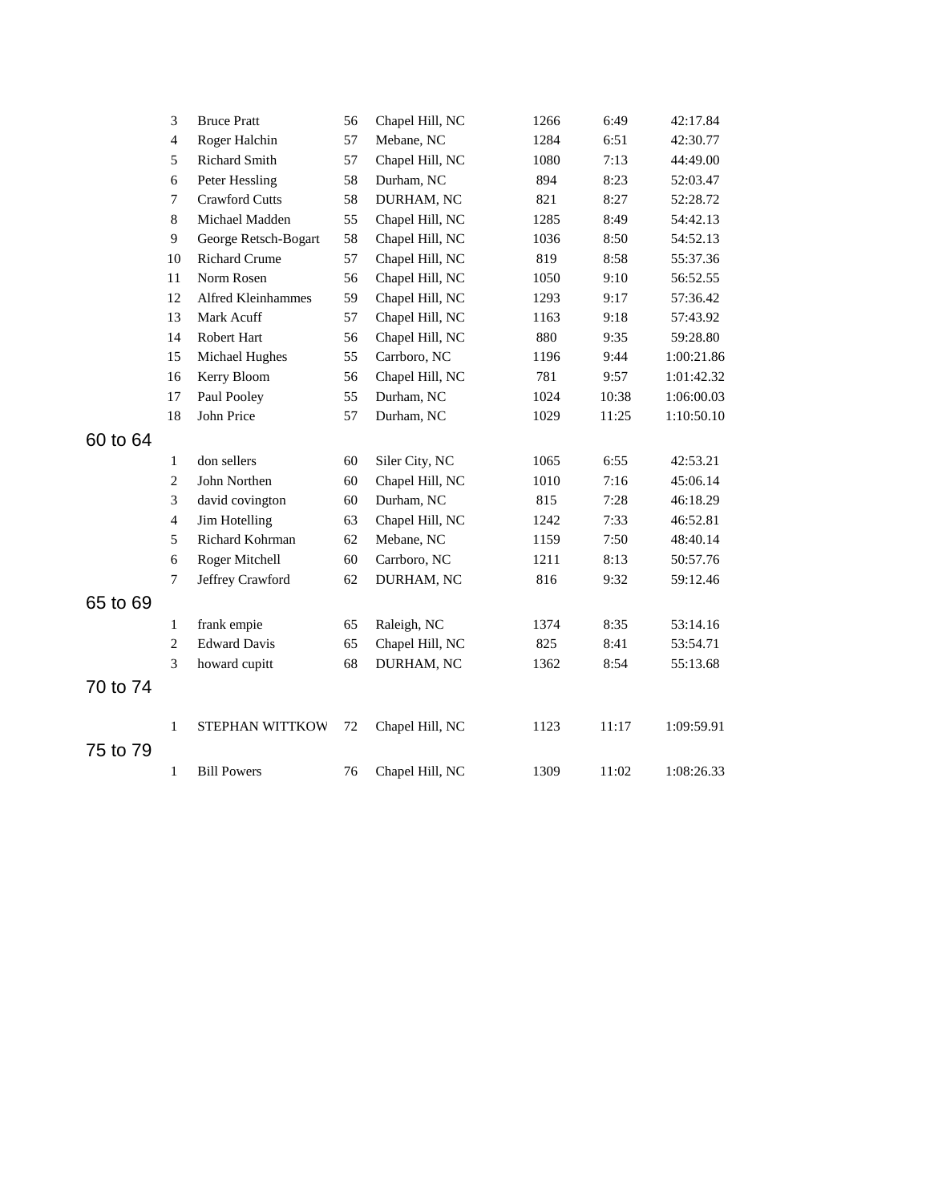| | | | | | | |
|---|---|---|---|---|---|---|
| 3 | Bruce Pratt | 56 | Chapel Hill, NC | 1266 | 6:49 | 42:17.84 |
| 4 | Roger Halchin | 57 | Mebane, NC | 1284 | 6:51 | 42:30.77 |
| 5 | Richard Smith | 57 | Chapel Hill, NC | 1080 | 7:13 | 44:49.00 |
| 6 | Peter Hessling | 58 | Durham, NC | 894 | 8:23 | 52:03.47 |
| 7 | Crawford Cutts | 58 | DURHAM, NC | 821 | 8:27 | 52:28.72 |
| 8 | Michael Madden | 55 | Chapel Hill, NC | 1285 | 8:49 | 54:42.13 |
| 9 | George Retsch-Bogart | 58 | Chapel Hill, NC | 1036 | 8:50 | 54:52.13 |
| 10 | Richard Crume | 57 | Chapel Hill, NC | 819 | 8:58 | 55:37.36 |
| 11 | Norm Rosen | 56 | Chapel Hill, NC | 1050 | 9:10 | 56:52.55 |
| 12 | Alfred Kleinhammes | 59 | Chapel Hill, NC | 1293 | 9:17 | 57:36.42 |
| 13 | Mark Acuff | 57 | Chapel Hill, NC | 1163 | 9:18 | 57:43.92 |
| 14 | Robert Hart | 56 | Chapel Hill, NC | 880 | 9:35 | 59:28.80 |
| 15 | Michael Hughes | 55 | Carrboro, NC | 1196 | 9:44 | 1:00:21.86 |
| 16 | Kerry Bloom | 56 | Chapel Hill, NC | 781 | 9:57 | 1:01:42.32 |
| 17 | Paul Pooley | 55 | Durham, NC | 1024 | 10:38 | 1:06:00.03 |
| 18 | John Price | 57 | Durham, NC | 1029 | 11:25 | 1:10:50.10 |

## 60 to 64

| | | | | | | |
|---|---|---|---|---|---|---|
| 1 | don sellers | 60 | Siler City, NC | 1065 | 6:55 | 42:53.21 |
| 2 | John Northen | 60 | Chapel Hill, NC | 1010 | 7:16 | 45:06.14 |
| 3 | david covington | 60 | Durham, NC | 815 | 7:28 | 46:18.29 |
| 4 | Jim Hotelling | 63 | Chapel Hill, NC | 1242 | 7:33 | 46:52.81 |
| 5 | Richard Kohrman | 62 | Mebane, NC | 1159 | 7:50 | 48:40.14 |
| 6 | Roger Mitchell | 60 | Carrboro, NC | 1211 | 8:13 | 50:57.76 |
| 7 | Jeffrey Crawford | 62 | DURHAM, NC | 816 | 9:32 | 59:12.46 |

## 65 to 69

| | | | | | | |
|---|---|---|---|---|---|---|
| 1 | frank empie | 65 | Raleigh, NC | 1374 | 8:35 | 53:14.16 |
| 2 | Edward Davis | 65 | Chapel Hill, NC | 825 | 8:41 | 53:54.71 |
| 3 | howard cupitt | 68 | DURHAM, NC | 1362 | 8:54 | 55:13.68 |

## 70 to 74

| | | | | | | |
|---|---|---|---|---|---|---|
| 1 | STEPHAN WITTKOW | 72 | Chapel Hill, NC | 1123 | 11:17 | 1:09:59.91 |

## 75 to 79

| | | | | | | |
|---|---|---|---|---|---|---|
| 1 | Bill Powers | 76 | Chapel Hill, NC | 1309 | 11:02 | 1:08:26.33 |